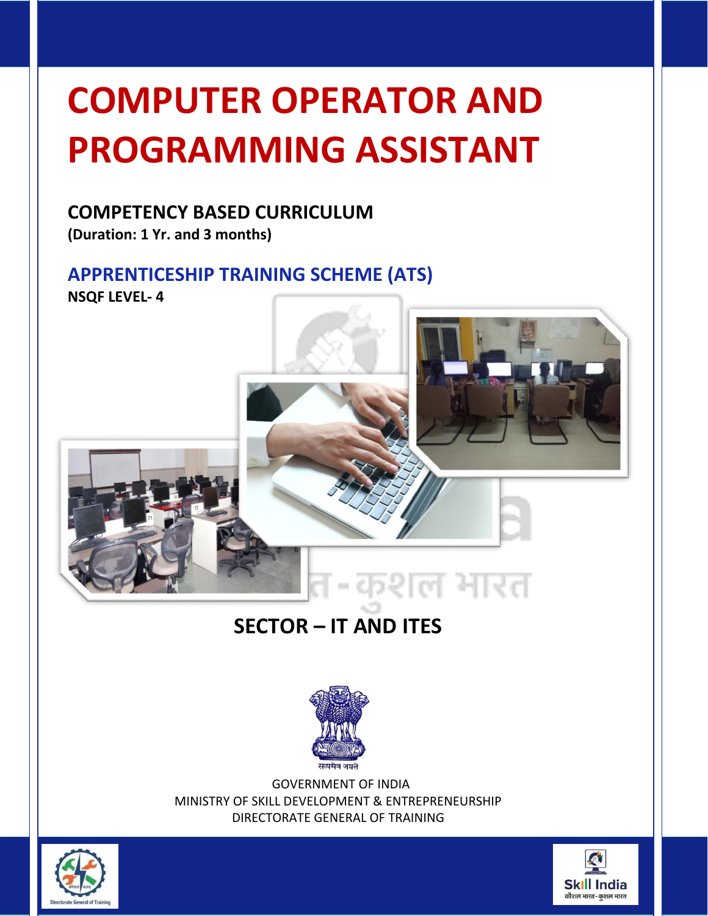# COMPUTER OPERATOR AND PROGRAMMING ASSISTANT

## COMPETENCY BASED CURRICULUM

**(Duration: 1 Yr. and 3 months)**

## APPRENTICESHIP TRAINING SCHEME (ATS)

**NSQF LEVEL- 4**

## SECTOR – IT AND ITES

सत्यमेव जयते

GOVERNMENT OF INDIA

MINISTRY OF SKILL DEVELOPMENT & ENTREPRENEURSHIP

DIRECTORATE GENERAL OF TRAINING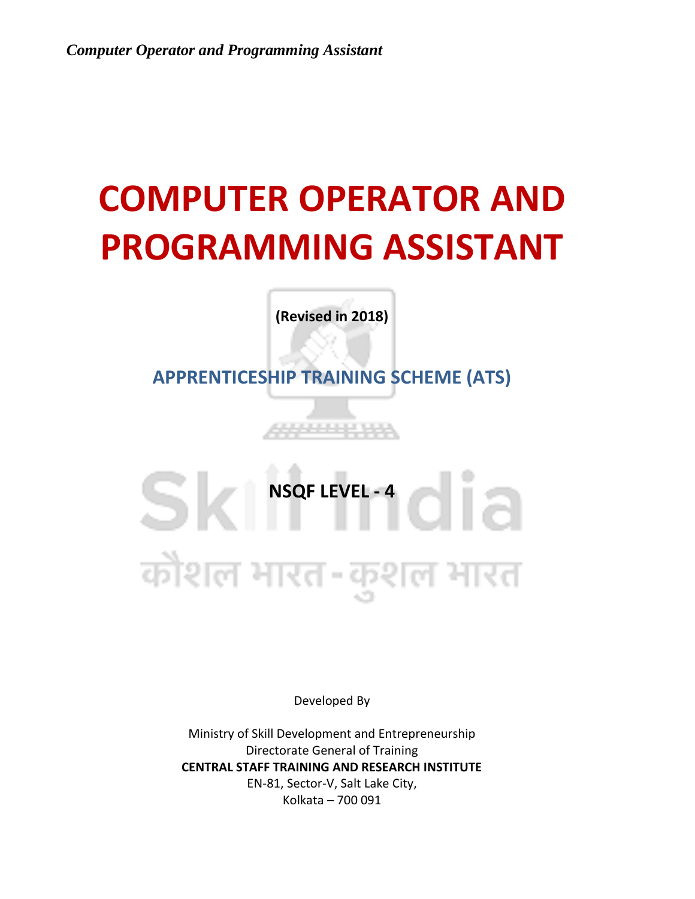# COMPUTER OPERATOR AND PROGRAMMING ASSISTANT

**(Revised in 2018)**

## APPRENTICESHIP TRAINING SCHEME (ATS)

**NSQF LEVEL - 4**

Developed By

Ministry of Skill Development and Entrepreneurship
Directorate General of Training
**CENTRAL STAFF TRAINING AND RESEARCH INSTITUTE**
EN-81, Sector-V, Salt Lake City,
Kolkata – 700 091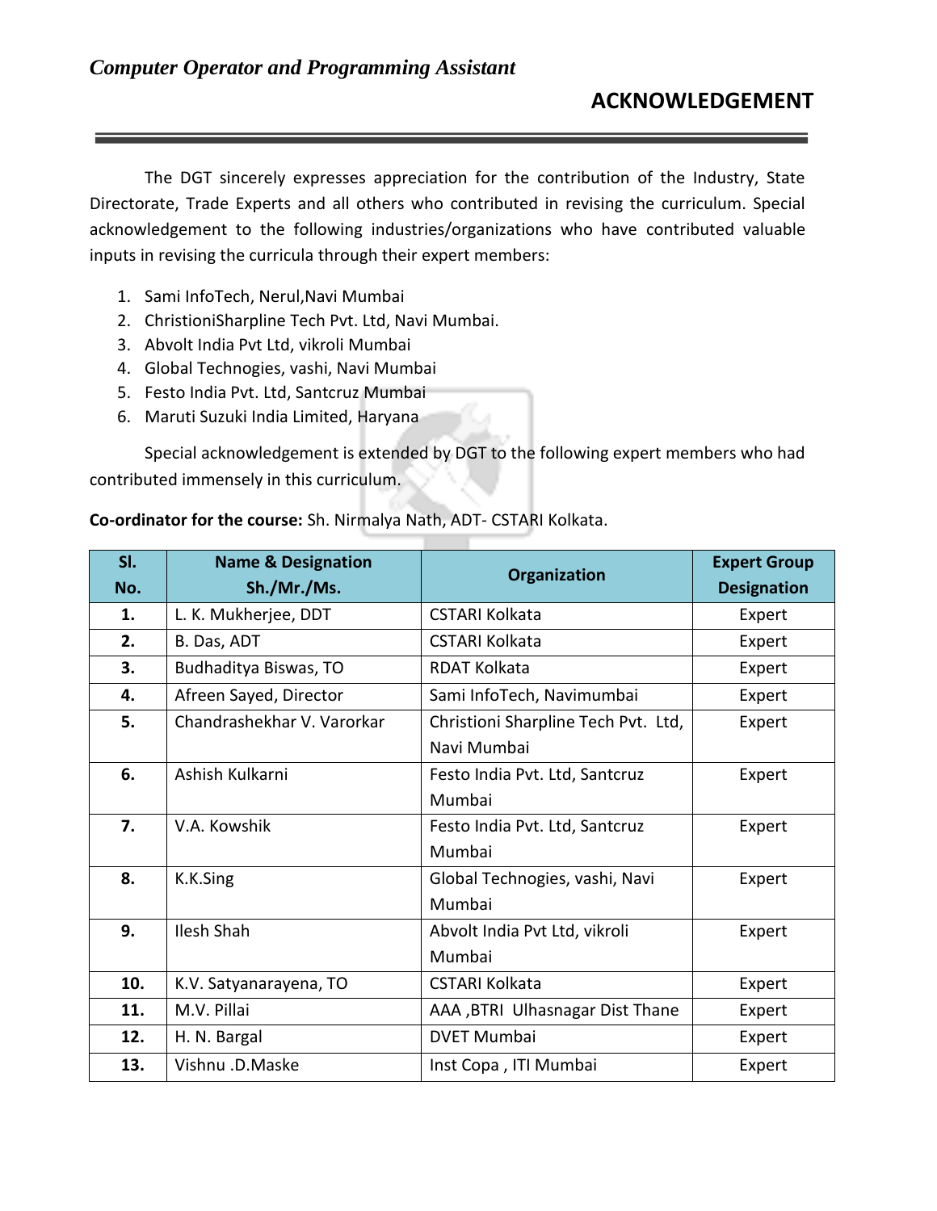# ACKNOWLEDGEMENT

The DGT sincerely expresses appreciation for the contribution of the Industry, State Directorate, Trade Experts and all others who contributed in revising the curriculum. Special acknowledgement to the following industries/organizations who have contributed valuable inputs in revising the curricula through their expert members:

1. Sami InfoTech, Nerul,Navi Mumbai
2. ChristioniSharpline Tech Pvt. Ltd, Navi Mumbai.
3. Abvolt India Pvt Ltd, vikroli Mumbai
4. Global Technogies, vashi, Navi Mumbai
5. Festo India Pvt. Ltd, Santcruz Mumbai
6. Maruti Suzuki India Limited, Haryana

Special acknowledgement is extended by DGT to the following expert members who had contributed immensely in this curriculum.

**Co-ordinator for the course:** Sh. Nirmalya Nath, ADT- CSTARI Kolkata.

| Sl. No. | Name & Designation Sh./Mr./Ms. | Organization | Expert Group Designation |
|---|---|---|---|
| **1.** | L. K. Mukherjee, DDT | CSTARI Kolkata | Expert |
| **2.** | B. Das, ADT | CSTARI Kolkata | Expert |
| **3.** | Budhaditya Biswas, TO | RDAT Kolkata | Expert |
| **4.** | Afreen Sayed, Director | Sami InfoTech, Navimumbai | Expert |
| **5.** | Chandrashekhar V. Varorkar | Christioni Sharpline Tech Pvt. Ltd, Navi Mumbai | Expert |
| **6.** | Ashish Kulkarni | Festo India Pvt. Ltd, Santcruz Mumbai | Expert |
| **7.** | V.A. Kowshik | Festo India Pvt. Ltd, Santcruz Mumbai | Expert |
| **8.** | K.K.Sing | Global Technogies, vashi, Navi Mumbai | Expert |
| **9.** | Ilesh Shah | Abvolt India Pvt Ltd, vikroli Mumbai | Expert |
| **10.** | K.V. Satyanarayena, TO | CSTARI Kolkata | Expert |
| **11.** | M.V. Pillai | AAA ,BTRI Ulhasnagar Dist Thane | Expert |
| **12.** | H. N. Bargal | DVET Mumbai | Expert |
| **13.** | Vishnu .D.Maske | Inst Copa , ITI Mumbai | Expert |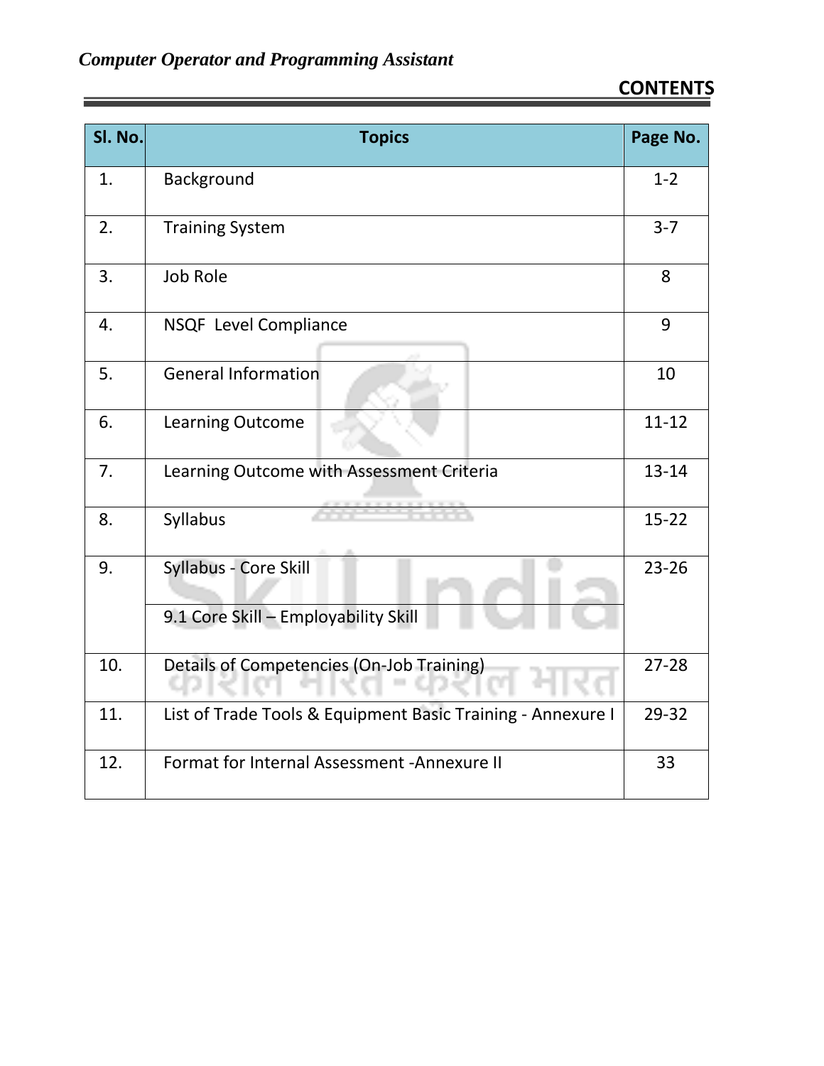## CONTENTS

| Sl. No. | Topics | Page No. |
|---|---|---|
| 1. | Background | 1-2 |
| 2. | Training System | 3-7 |
| 3. | Job Role | 8 |
| 4. | NSQF Level Compliance | 9 |
| 5. | General Information | 10 |
| 6. | Learning Outcome | 11-12 |
| 7. | Learning Outcome with Assessment Criteria | 13-14 |
| 8. | Syllabus | 15-22 |
| 9. | Syllabus - Core Skill | 23-26 |
| | 9.1 Core Skill – Employability Skill | |
| 10. | Details of Competencies (On-Job Training) | 27-28 |
| 11. | List of Trade Tools & Equipment Basic Training - Annexure I | 29-32 |
| 12. | Format for Internal Assessment -Annexure II | 33 |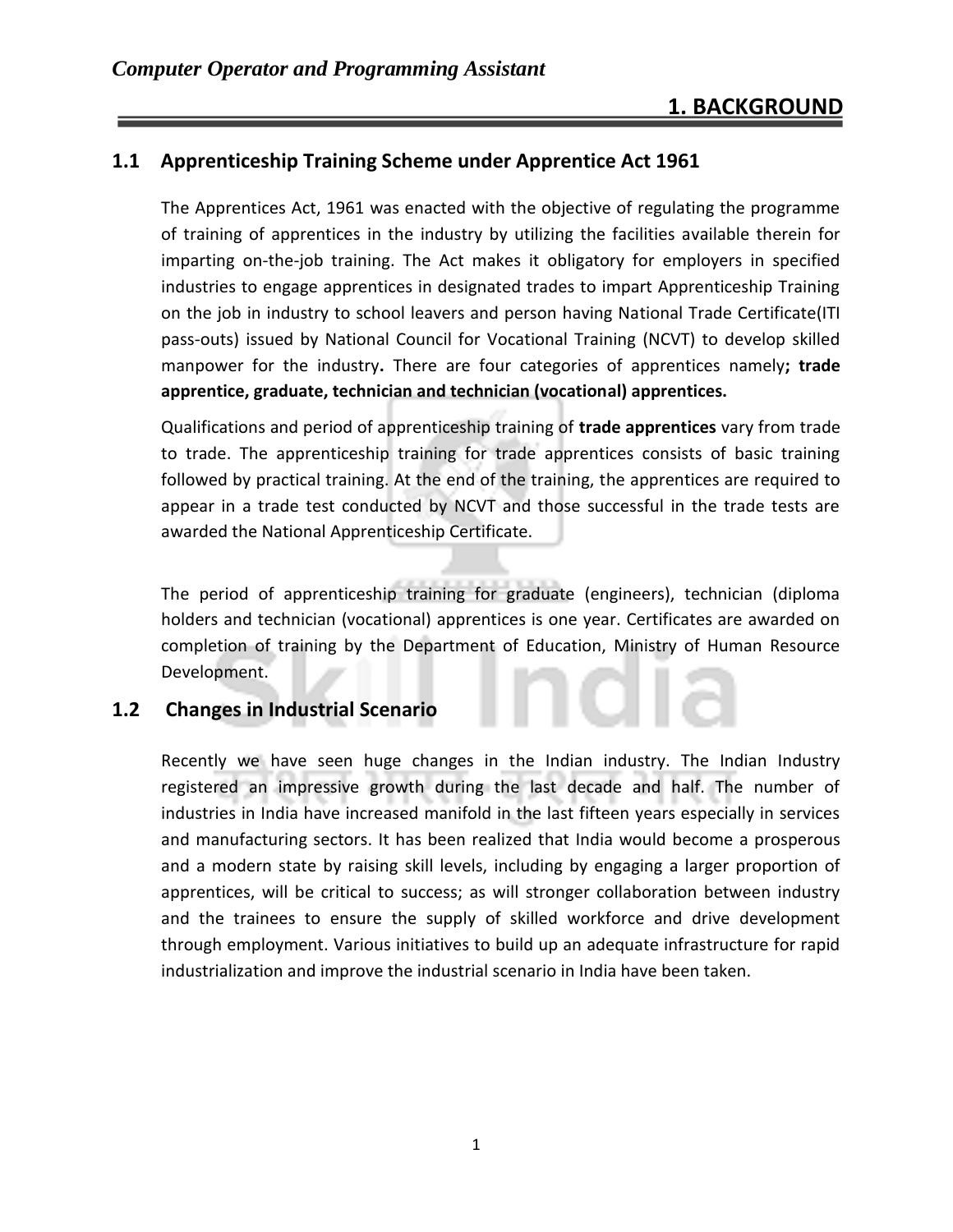# 1. BACKGROUND

## 1.1 Apprenticeship Training Scheme under Apprentice Act 1961

The Apprentices Act, 1961 was enacted with the objective of regulating the programme of training of apprentices in the industry by utilizing the facilities available therein for imparting on-the-job training. The Act makes it obligatory for employers in specified industries to engage apprentices in designated trades to impart Apprenticeship Training on the job in industry to school leavers and person having National Trade Certificate(ITI pass-outs) issued by National Council for Vocational Training (NCVT) to develop skilled manpower for the industry**.** There are four categories of apprentices namely**; trade apprentice, graduate, technician and technician (vocational) apprentices.**

Qualifications and period of apprenticeship training of **trade apprentices** vary from trade to trade. The apprenticeship training for trade apprentices consists of basic training followed by practical training. At the end of the training, the apprentices are required to appear in a trade test conducted by NCVT and those successful in the trade tests are awarded the National Apprenticeship Certificate.

The period of apprenticeship training for graduate (engineers), technician (diploma holders and technician (vocational) apprentices is one year. Certificates are awarded on completion of training by the Department of Education, Ministry of Human Resource Development.

## 1.2 Changes in Industrial Scenario

Recently we have seen huge changes in the Indian industry. The Indian Industry registered an impressive growth during the last decade and half. The number of industries in India have increased manifold in the last fifteen years especially in services and manufacturing sectors. It has been realized that India would become a prosperous and a modern state by raising skill levels, including by engaging a larger proportion of apprentices, will be critical to success; as will stronger collaboration between industry and the trainees to ensure the supply of skilled workforce and drive development through employment. Various initiatives to build up an adequate infrastructure for rapid industrialization and improve the industrial scenario in India have been taken.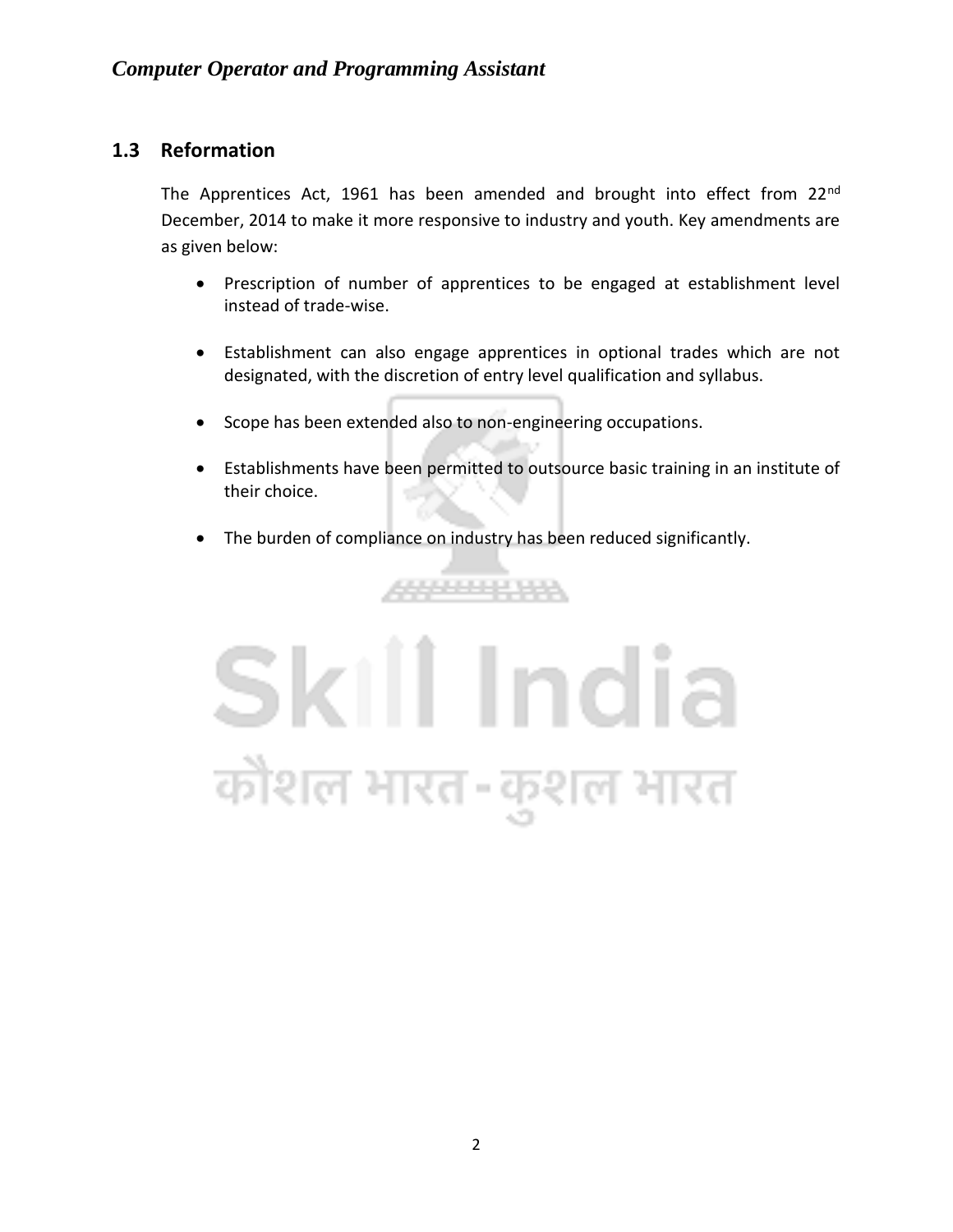## 1.3 Reformation

The Apprentices Act, 1961 has been amended and brought into effect from 22nd December, 2014 to make it more responsive to industry and youth. Key amendments are as given below:

- Prescription of number of apprentices to be engaged at establishment level instead of trade-wise.
- Establishment can also engage apprentices in optional trades which are not designated, with the discretion of entry level qualification and syllabus.
- Scope has been extended also to non-engineering occupations.
- Establishments have been permitted to outsource basic training in an institute of their choice.
- The burden of compliance on industry has been reduced significantly.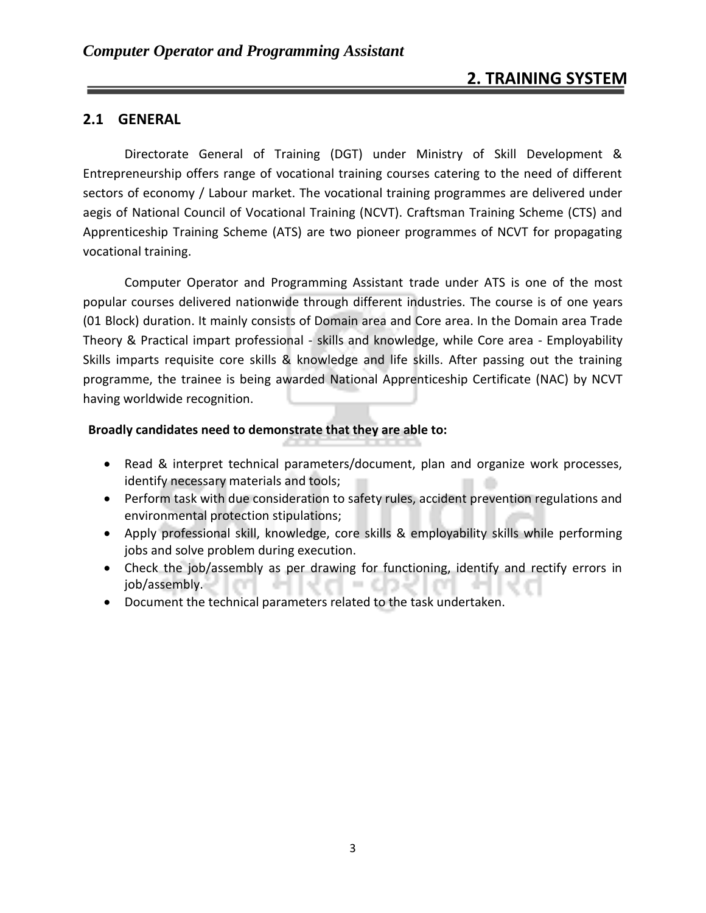## 2. TRAINING SYSTEM

### 2.1 GENERAL

Directorate General of Training (DGT) under Ministry of Skill Development & Entrepreneurship offers range of vocational training courses catering to the need of different sectors of economy / Labour market. The vocational training programmes are delivered under aegis of National Council of Vocational Training (NCVT). Craftsman Training Scheme (CTS) and Apprenticeship Training Scheme (ATS) are two pioneer programmes of NCVT for propagating vocational training.

Computer Operator and Programming Assistant trade under ATS is one of the most popular courses delivered nationwide through different industries. The course is of one years (01 Block) duration. It mainly consists of Domain area and Core area. In the Domain area Trade Theory & Practical impart professional - skills and knowledge, while Core area - Employability Skills imparts requisite core skills & knowledge and life skills. After passing out the training programme, the trainee is being awarded National Apprenticeship Certificate (NAC) by NCVT having worldwide recognition.

**Broadly candidates need to demonstrate that they are able to:**

- Read & interpret technical parameters/document, plan and organize work processes, identify necessary materials and tools;
- Perform task with due consideration to safety rules, accident prevention regulations and environmental protection stipulations;
- Apply professional skill, knowledge, core skills & employability skills while performing jobs and solve problem during execution.
- Check the job/assembly as per drawing for functioning, identify and rectify errors in job/assembly.
- Document the technical parameters related to the task undertaken.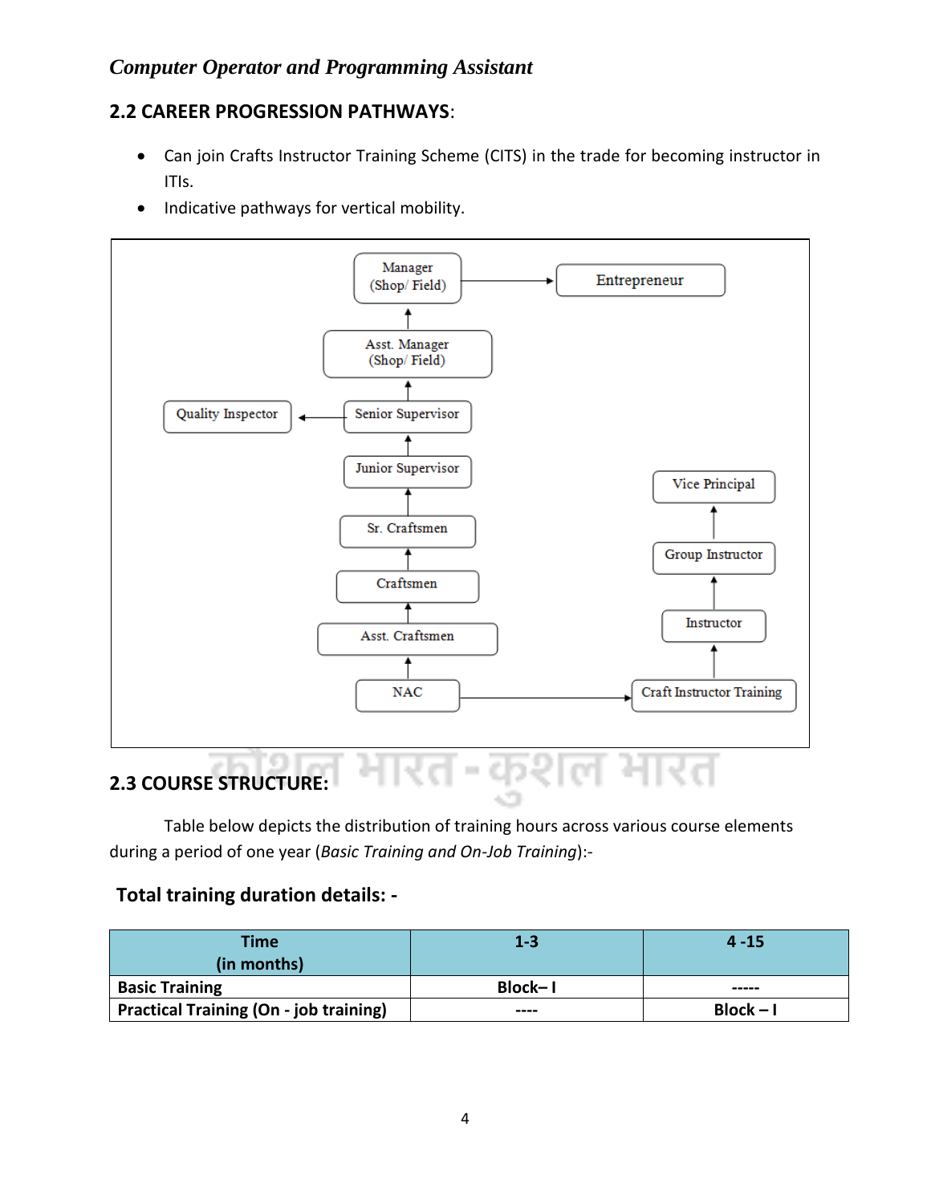## 2.2 CAREER PROGRESSION PATHWAYS:

- Can join Crafts Instructor Training Scheme (CITS) in the trade for becoming instructor in ITIs.
- Indicative pathways for vertical mobility.

NAC → Asst. Craftsmen → Craftsmen → Sr. Craftsmen → Junior Supervisor → Senior Supervisor → Asst. Manager (Shop/ Field) → Manager (Shop/ Field) → Entrepreneur

Senior Supervisor → Quality Inspector

NAC → Craft Instructor Training → Instructor → Group Instructor → Vice Principal

## 2.3 COURSE STRUCTURE:

Table below depicts the distribution of training hours across various course elements during a period of one year (*Basic Training and On-Job Training*):-

### Total training duration details: -

| Time (in months) | 1-3 | 4 -15 |
|---|---|---|
| **Basic Training** | **Block– I** | ----- |
| **Practical Training (On - job training)** | ---- | **Block – I** |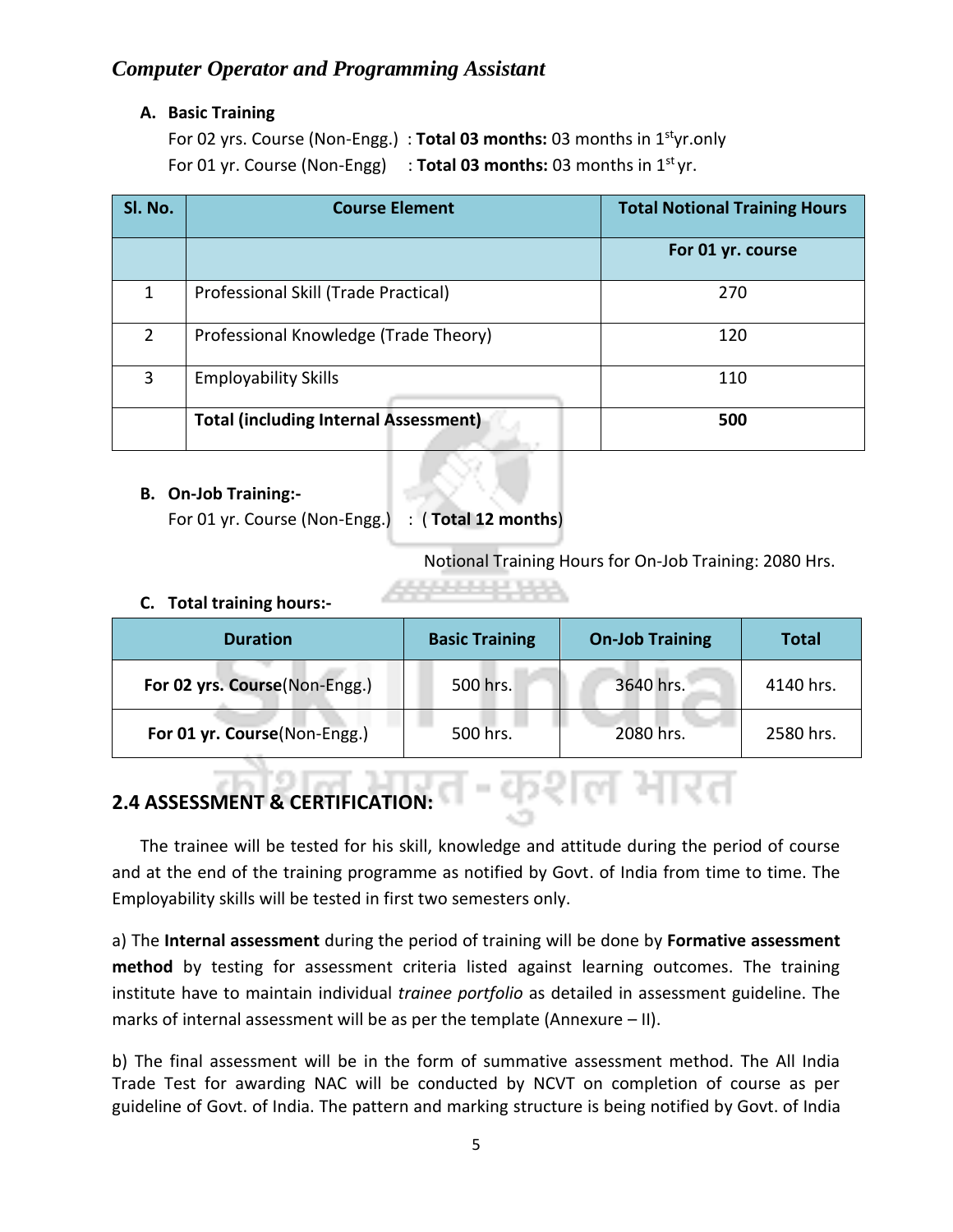#### A. Basic Training

For 02 yrs. Course (Non-Engg.) : **Total 03 months:** 03 months in 1st yr.only
For 01 yr. Course (Non-Engg) : **Total 03 months:** 03 months in 1st yr.

| Sl. No. | Course Element | Total Notional Training Hours |
|---|---|---|
| | | **For 01 yr. course** |
| 1 | Professional Skill (Trade Practical) | 270 |
| 2 | Professional Knowledge (Trade Theory) | 120 |
| 3 | Employability Skills | 110 |
| | **Total (including Internal Assessment)** | **500** |

#### B. On-Job Training:-

For 01 yr. Course (Non-Engg.) : ( **Total 12 months**)

Notional Training Hours for On-Job Training: 2080 Hrs.

#### C. Total training hours:-

| Duration | Basic Training | On-Job Training | Total |
|---|---|---|---|
| **For 02 yrs. Course**(Non-Engg.) | 500 hrs. | 3640 hrs. | 4140 hrs. |
| **For 01 yr. Course**(Non-Engg.) | 500 hrs. | 2080 hrs. | 2580 hrs. |

## 2.4 ASSESSMENT & CERTIFICATION:

The trainee will be tested for his skill, knowledge and attitude during the period of course and at the end of the training programme as notified by Govt. of India from time to time. The Employability skills will be tested in first two semesters only.

a) The **Internal assessment** during the period of training will be done by **Formative assessment method** by testing for assessment criteria listed against learning outcomes. The training institute have to maintain individual *trainee portfolio* as detailed in assessment guideline. The marks of internal assessment will be as per the template (Annexure – II).

b) The final assessment will be in the form of summative assessment method. The All India Trade Test for awarding NAC will be conducted by NCVT on completion of course as per guideline of Govt. of India. The pattern and marking structure is being notified by Govt. of India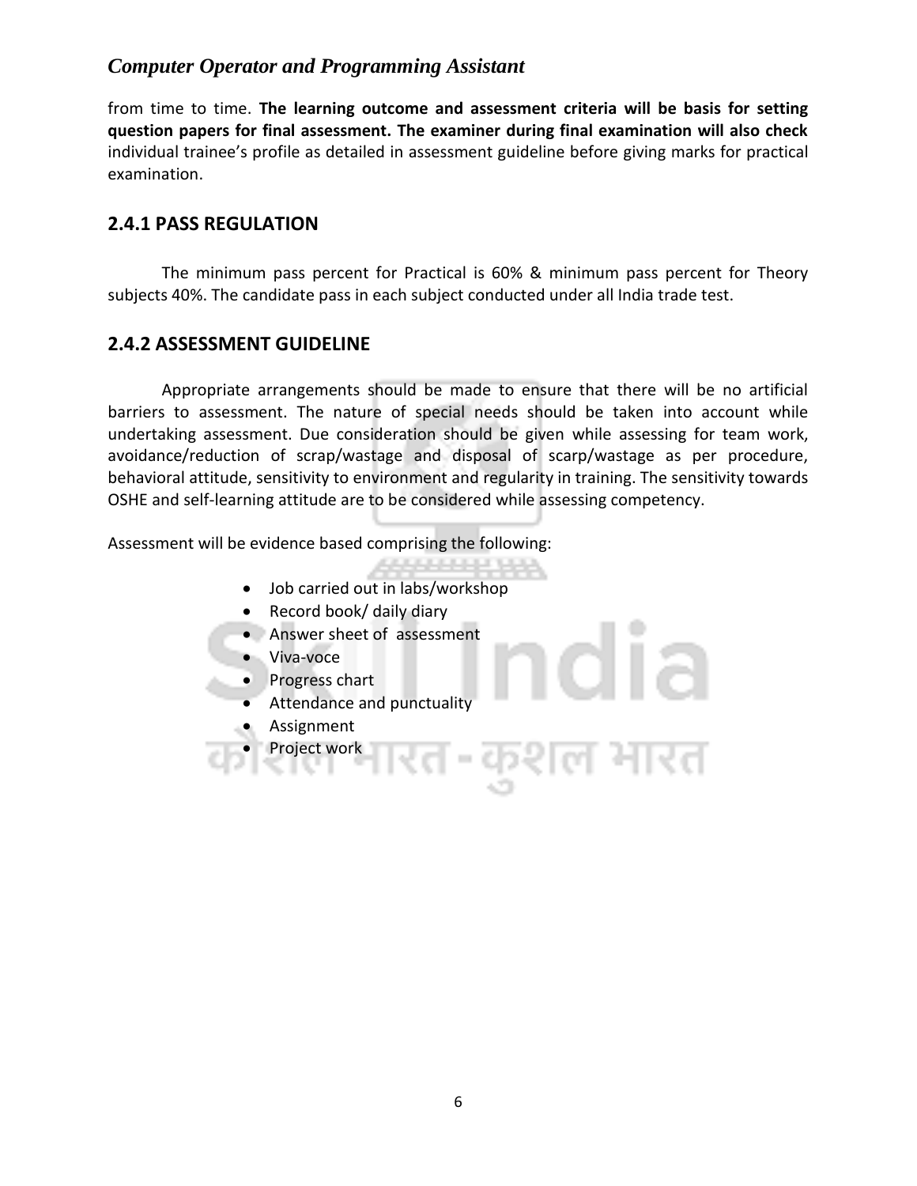from time to time. **The learning outcome and assessment criteria will be basis for setting question papers for final assessment. The examiner during final examination will also check** individual trainee's profile as detailed in assessment guideline before giving marks for practical examination.

### 2.4.1 PASS REGULATION

The minimum pass percent for Practical is 60% & minimum pass percent for Theory subjects 40%. The candidate pass in each subject conducted under all India trade test.

### 2.4.2 ASSESSMENT GUIDELINE

Appropriate arrangements should be made to ensure that there will be no artificial barriers to assessment. The nature of special needs should be taken into account while undertaking assessment. Due consideration should be given while assessing for team work, avoidance/reduction of scrap/wastage and disposal of scarp/wastage as per procedure, behavioral attitude, sensitivity to environment and regularity in training. The sensitivity towards OSHE and self-learning attitude are to be considered while assessing competency.

Assessment will be evidence based comprising the following:

- Job carried out in labs/workshop
- Record book/ daily diary
- Answer sheet of assessment
- Viva-voce
- Progress chart
- Attendance and punctuality
- Assignment
- Project work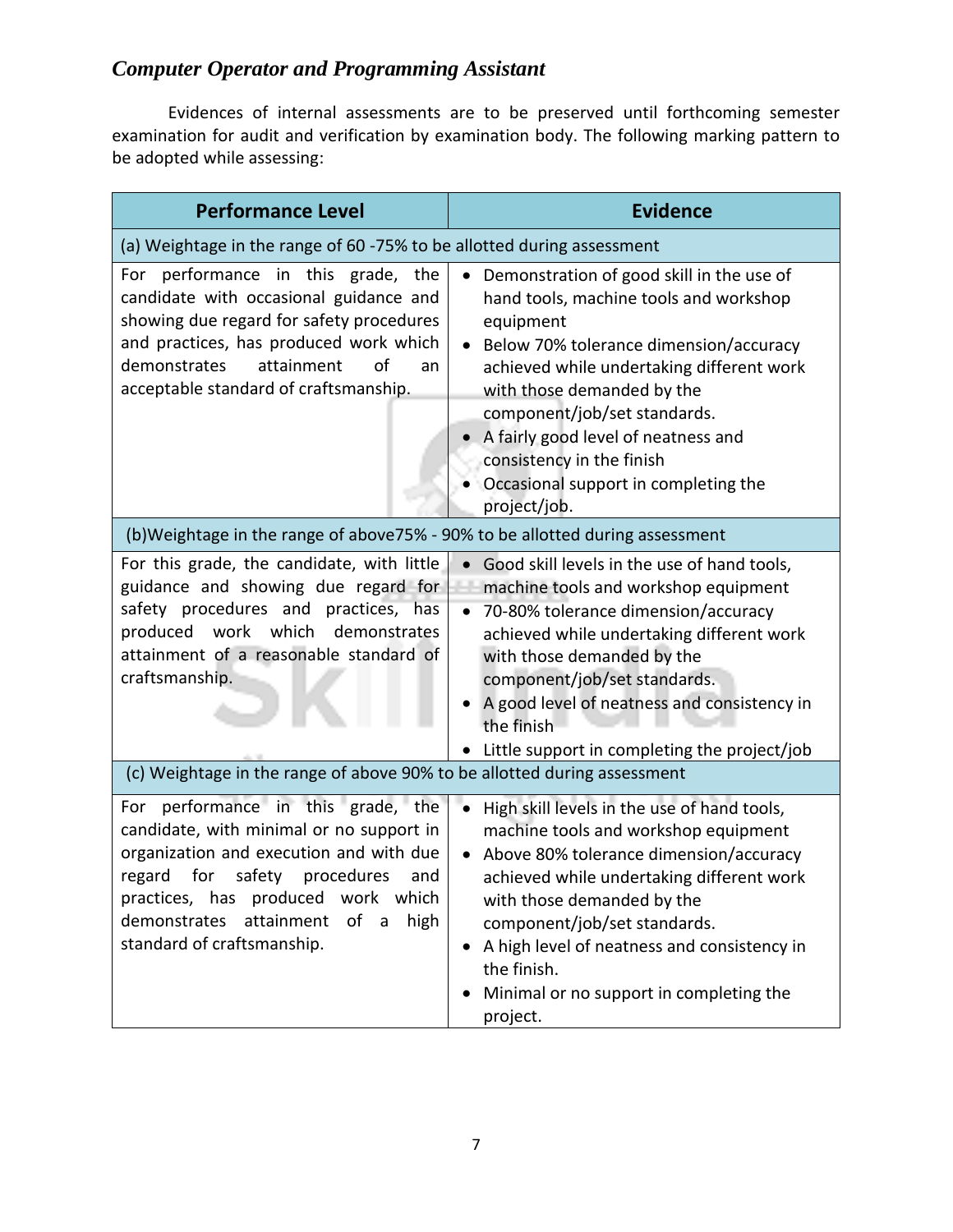Evidences of internal assessments are to be preserved until forthcoming semester examination for audit and verification by examination body. The following marking pattern to be adopted while assessing:

| Performance Level | Evidence |
|---|---|
| **(a) Weightage in the range of 60 -75% to be allotted during assessment** | |
| For performance in this grade, the candidate with occasional guidance and showing due regard for safety procedures and practices, has produced work which demonstrates attainment of an acceptable standard of craftsmanship. | • Demonstration of good skill in the use of hand tools, machine tools and workshop equipment<br>• Below 70% tolerance dimension/accuracy achieved while undertaking different work with those demanded by the component/job/set standards.<br>• A fairly good level of neatness and consistency in the finish<br>• Occasional support in completing the project/job. |
| **(b)Weightage in the range of above75% - 90% to be allotted during assessment** | |
| For this grade, the candidate, with little guidance and showing due regard for safety procedures and practices, has produced work which demonstrates attainment of a reasonable standard of craftsmanship. | • Good skill levels in the use of hand tools, machine tools and workshop equipment<br>• 70-80% tolerance dimension/accuracy achieved while undertaking different work with those demanded by the component/job/set standards.<br>• A good level of neatness and consistency in the finish<br>• Little support in completing the project/job |
| **(c) Weightage in the range of above 90% to be allotted during assessment** | |
| For performance in this grade, the candidate, with minimal or no support in organization and execution and with due regard for safety procedures and practices, has produced work which demonstrates attainment of a high standard of craftsmanship. | • High skill levels in the use of hand tools, machine tools and workshop equipment<br>• Above 80% tolerance dimension/accuracy achieved while undertaking different work with those demanded by the component/job/set standards.<br>• A high level of neatness and consistency in the finish.<br>• Minimal or no support in completing the project. |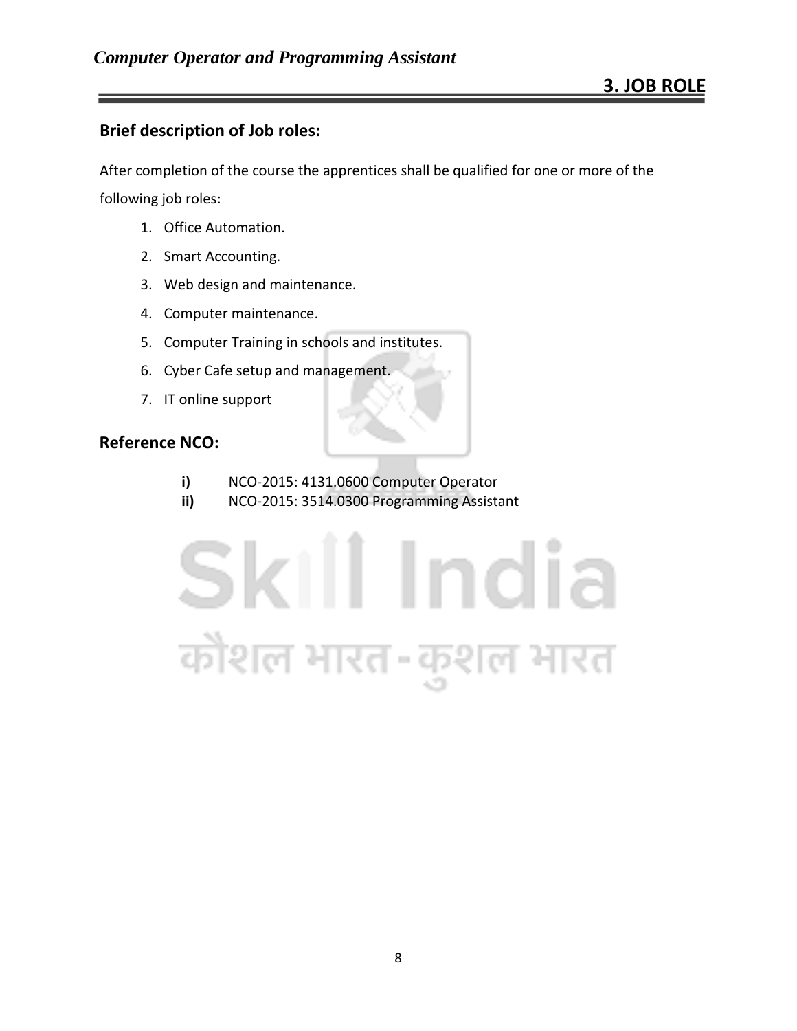# 3. JOB ROLE

## Brief description of Job roles:

After completion of the course the apprentices shall be qualified for one or more of the following job roles:

1. Office Automation.
2. Smart Accounting.
3. Web design and maintenance.
4. Computer maintenance.
5. Computer Training in schools and institutes.
6. Cyber Cafe setup and management.
7. IT online support

## Reference NCO:

**i)** NCO-2015: 4131.0600 Computer Operator
**ii)** NCO-2015: 3514.0300 Programming Assistant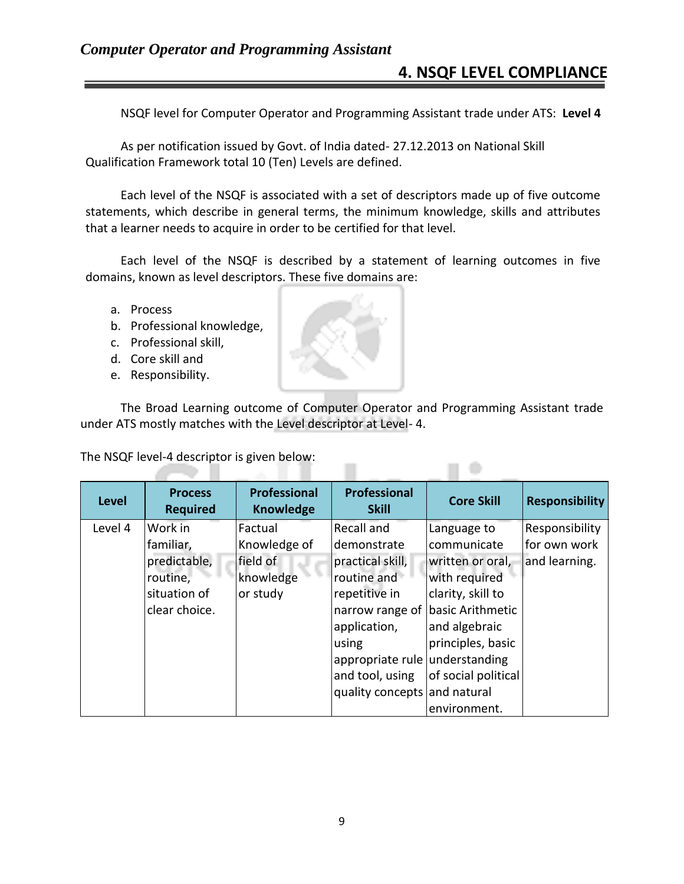# 4. NSQF LEVEL COMPLIANCE

NSQF level for Computer Operator and Programming Assistant trade under ATS: **Level 4**

As per notification issued by Govt. of India dated- 27.12.2013 on National Skill Qualification Framework total 10 (Ten) Levels are defined.

Each level of the NSQF is associated with a set of descriptors made up of five outcome statements, which describe in general terms, the minimum knowledge, skills and attributes that a learner needs to acquire in order to be certified for that level.

Each level of the NSQF is described by a statement of learning outcomes in five domains, known as level descriptors. These five domains are:

a. Process
b. Professional knowledge,
c. Professional skill,
d. Core skill and
e. Responsibility.

The Broad Learning outcome of Computer Operator and Programming Assistant trade under ATS mostly matches with the Level descriptor at Level- 4.

The NSQF level-4 descriptor is given below:

| Level | Process Required | Professional Knowledge | Professional Skill | Core Skill | Responsibility |
|---|---|---|---|---|---|
| Level 4 | Work in familiar, predictable, routine, situation of clear choice. | Factual Knowledge of field of knowledge or study | Recall and demonstrate practical skill, routine and repetitive in narrow range of application, using appropriate rule and tool, using quality concepts | Language to communicate written or oral, with required clarity, skill to basic Arithmetic and algebraic principles, basic understanding of social political and natural environment. | Responsibility for own work and learning. |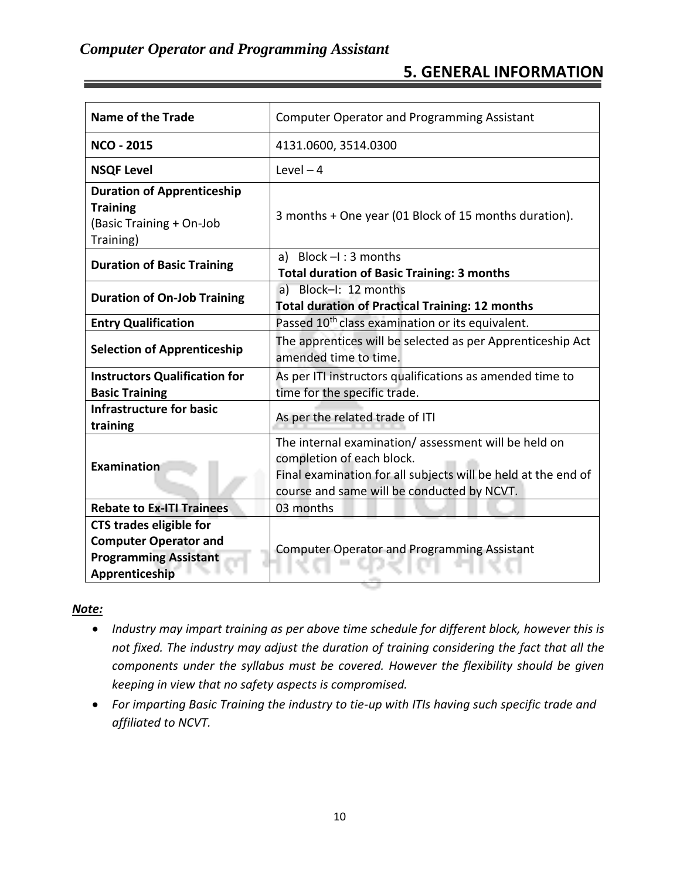# 5. GENERAL INFORMATION

| Name of the Trade | Computer Operator and Programming Assistant |
|---|---|
| **NCO - 2015** | 4131.0600, 3514.0300 |
| **NSQF Level** | Level – 4 |
| **Duration of Apprenticeship Training** (Basic Training + On-Job Training) | 3 months + One year (01 Block of 15 months duration). |
| **Duration of Basic Training** | a) Block –I : 3 months<br>**Total duration of Basic Training: 3 months** |
| **Duration of On-Job Training** | a) Block–I: 12 months<br>**Total duration of Practical Training: 12 months** |
| **Entry Qualification** | Passed 10th class examination or its equivalent. |
| **Selection of Apprenticeship** | The apprentices will be selected as per Apprenticeship Act amended time to time. |
| **Instructors Qualification for Basic Training** | As per ITI instructors qualifications as amended time to time for the specific trade. |
| **Infrastructure for basic training** | As per the related trade of ITI |
| **Examination** | The internal examination/ assessment will be held on completion of each block.<br>Final examination for all subjects will be held at the end of course and same will be conducted by NCVT. |
| **Rebate to Ex-ITI Trainees** | 03 months |
| **CTS trades eligible for Computer Operator and Programming Assistant Apprenticeship** | Computer Operator and Programming Assistant |

***Note:***

- *Industry may impart training as per above time schedule for different block, however this is not fixed. The industry may adjust the duration of training considering the fact that all the components under the syllabus must be covered. However the flexibility should be given keeping in view that no safety aspects is compromised.*
- *For imparting Basic Training the industry to tie-up with ITIs having such specific trade and affiliated to NCVT.*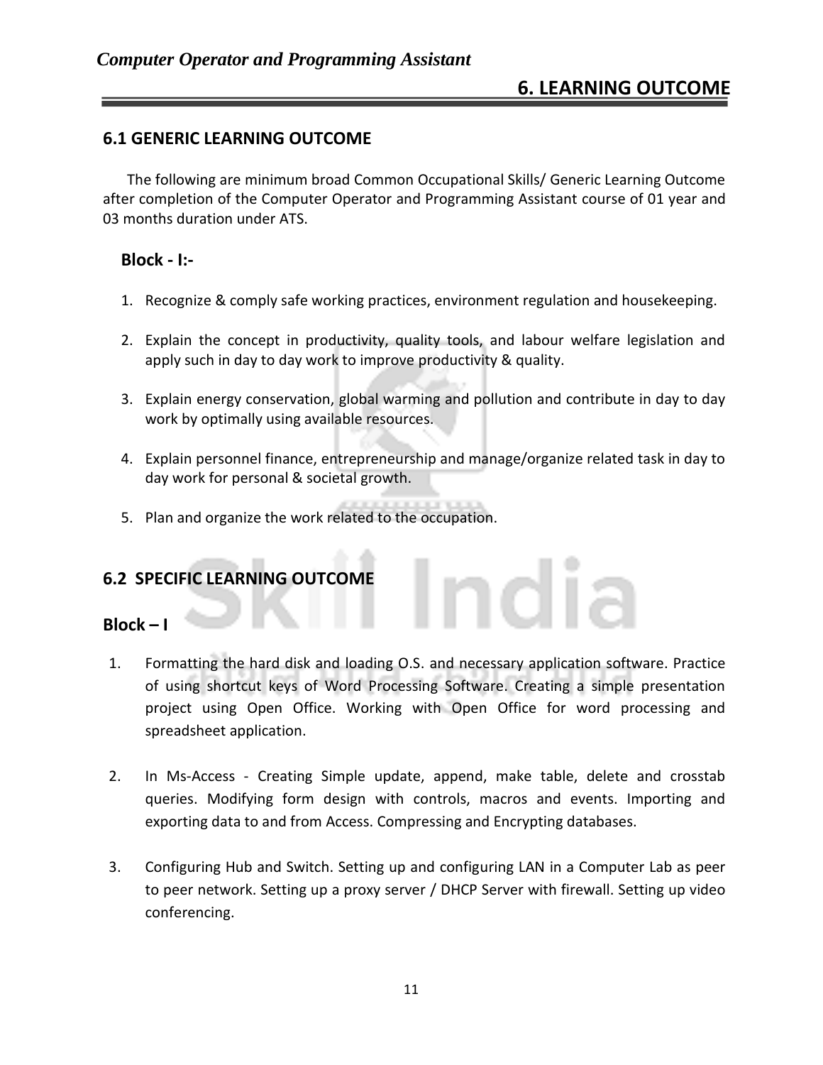# 6. LEARNING OUTCOME

## 6.1 GENERIC LEARNING OUTCOME

The following are minimum broad Common Occupational Skills/ Generic Learning Outcome after completion of the Computer Operator and Programming Assistant course of 01 year and 03 months duration under ATS.

### Block - I:-

1. Recognize & comply safe working practices, environment regulation and housekeeping.
2. Explain the concept in productivity, quality tools, and labour welfare legislation and apply such in day to day work to improve productivity & quality.
3. Explain energy conservation, global warming and pollution and contribute in day to day work by optimally using available resources.
4. Explain personnel finance, entrepreneurship and manage/organize related task in day to day work for personal & societal growth.
5. Plan and organize the work related to the occupation.

## 6.2 SPECIFIC LEARNING OUTCOME

### Block – I

1. Formatting the hard disk and loading O.S. and necessary application software. Practice of using shortcut keys of Word Processing Software. Creating a simple presentation project using Open Office. Working with Open Office for word processing and spreadsheet application.
2. In Ms-Access - Creating Simple update, append, make table, delete and crosstab queries. Modifying form design with controls, macros and events. Importing and exporting data to and from Access. Compressing and Encrypting databases.
3. Configuring Hub and Switch. Setting up and configuring LAN in a Computer Lab as peer to peer network. Setting up a proxy server / DHCP Server with firewall. Setting up video conferencing.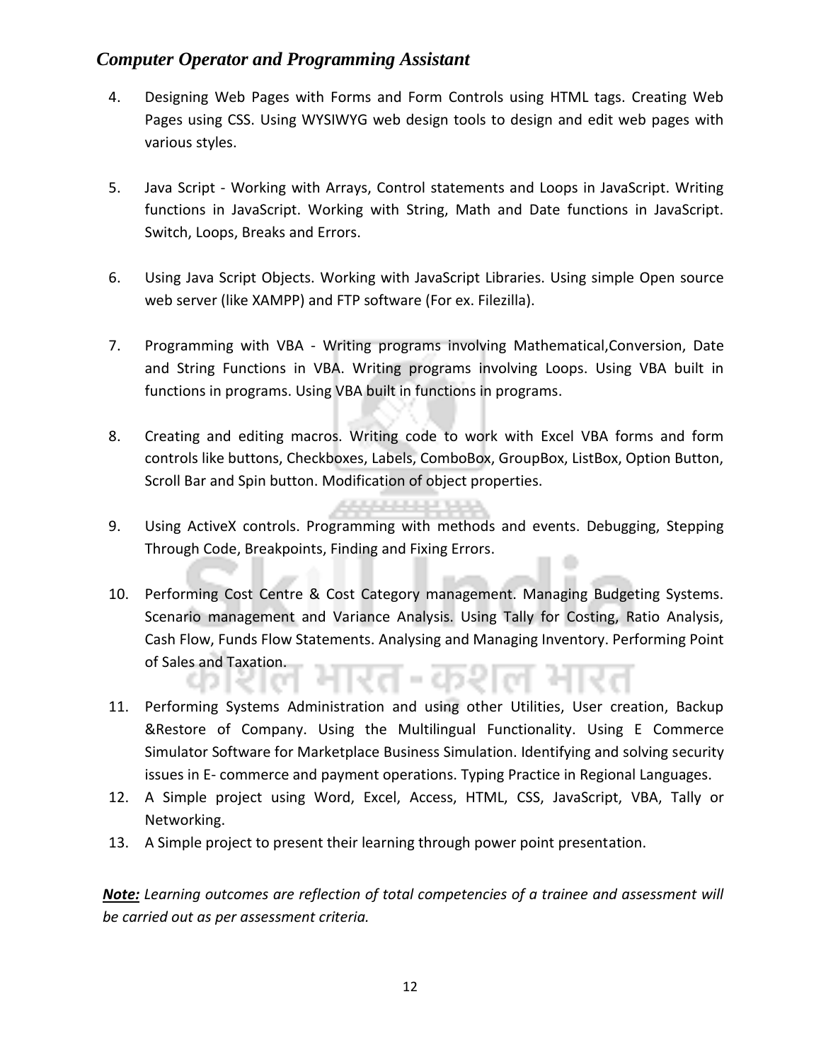4. Designing Web Pages with Forms and Form Controls using HTML tags. Creating Web Pages using CSS. Using WYSIWYG web design tools to design and edit web pages with various styles.

5. Java Script - Working with Arrays, Control statements and Loops in JavaScript. Writing functions in JavaScript. Working with String, Math and Date functions in JavaScript. Switch, Loops, Breaks and Errors.

6. Using Java Script Objects. Working with JavaScript Libraries. Using simple Open source web server (like XAMPP) and FTP software (For ex. Filezilla).

7. Programming with VBA - Writing programs involving Mathematical,Conversion, Date and String Functions in VBA. Writing programs involving Loops. Using VBA built in functions in programs. Using VBA built in functions in programs.

8. Creating and editing macros. Writing code to work with Excel VBA forms and form controls like buttons, Checkboxes, Labels, ComboBox, GroupBox, ListBox, Option Button, Scroll Bar and Spin button. Modification of object properties.

9. Using ActiveX controls. Programming with methods and events. Debugging, Stepping Through Code, Breakpoints, Finding and Fixing Errors.

10. Performing Cost Centre & Cost Category management. Managing Budgeting Systems. Scenario management and Variance Analysis. Using Tally for Costing, Ratio Analysis, Cash Flow, Funds Flow Statements. Analysing and Managing Inventory. Performing Point of Sales and Taxation.

11. Performing Systems Administration and using other Utilities, User creation, Backup &Restore of Company. Using the Multilingual Functionality. Using E Commerce Simulator Software for Marketplace Business Simulation. Identifying and solving security issues in E- commerce and payment operations. Typing Practice in Regional Languages.
12. A Simple project using Word, Excel, Access, HTML, CSS, JavaScript, VBA, Tally or Networking.
13. A Simple project to present their learning through power point presentation.

***Note:*** *Learning outcomes are reflection of total competencies of a trainee and assessment will be carried out as per assessment criteria.*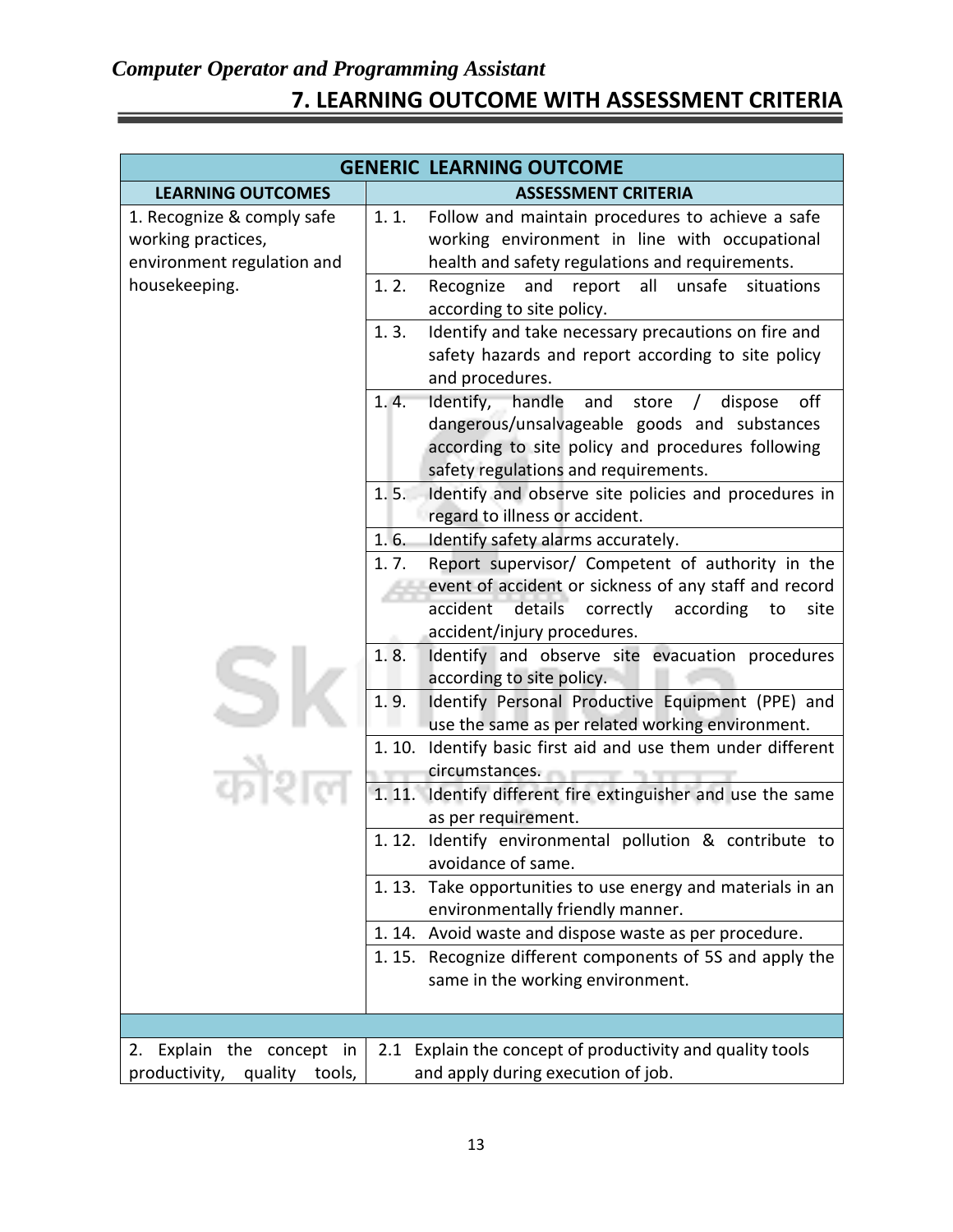## 7. LEARNING OUTCOME WITH ASSESSMENT CRITERIA

| GENERIC LEARNING OUTCOME | |
|---|---|
| **LEARNING OUTCOMES** | **ASSESSMENT CRITERIA** |
| 1. Recognize & comply safe working practices, environment regulation and housekeeping. | 1. 1. Follow and maintain procedures to achieve a safe working environment in line with occupational health and safety regulations and requirements. |
| | 1. 2. Recognize and report all unsafe situations according to site policy. |
| | 1. 3. Identify and take necessary precautions on fire and safety hazards and report according to site policy and procedures. |
| | 1. 4. Identify, handle and store / dispose off dangerous/unsalvageable goods and substances according to site policy and procedures following safety regulations and requirements. |
| | 1. 5. Identify and observe site policies and procedures in regard to illness or accident. |
| | 1. 6. Identify safety alarms accurately. |
| | 1. 7. Report supervisor/ Competent of authority in the event of accident or sickness of any staff and record accident details correctly according to site accident/injury procedures. |
| | 1. 8. Identify and observe site evacuation procedures according to site policy. |
| | 1. 9. Identify Personal Productive Equipment (PPE) and use the same as per related working environment. |
| | 1. 10. Identify basic first aid and use them under different circumstances. |
| | 1. 11. Identify different fire extinguisher and use the same as per requirement. |
| | 1. 12. Identify environmental pollution & contribute to avoidance of same. |
| | 1. 13. Take opportunities to use energy and materials in an environmentally friendly manner. |
| | 1. 14. Avoid waste and dispose waste as per procedure. |
| | 1. 15. Recognize different components of 5S and apply the same in the working environment. |
| | |
| 2. Explain the concept in productivity, quality tools, | 2.1 Explain the concept of productivity and quality tools and apply during execution of job. |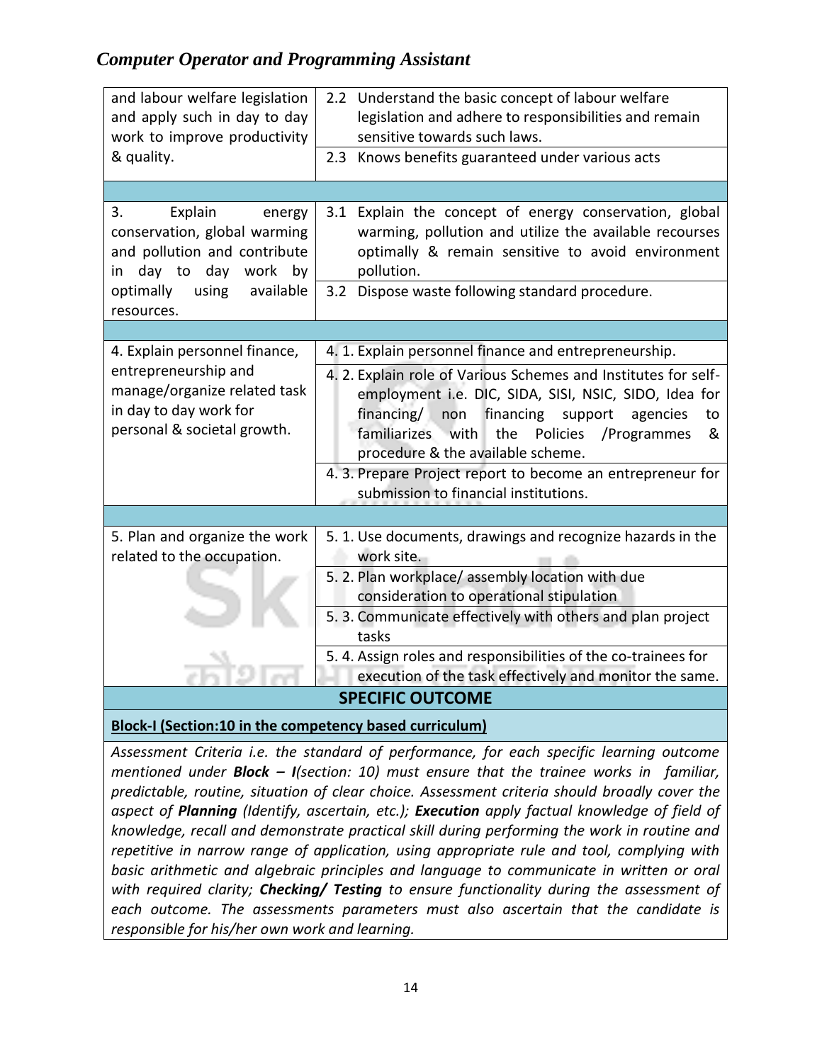| | |
|---|---|
| and labour welfare legislation and apply such in day to day work to improve productivity & quality. | 2.2 Understand the basic concept of labour welfare legislation and adhere to responsibilities and remain sensitive towards such laws. |
| | 2.3 Knows benefits guaranteed under various acts |
| | |
| 3. Explain energy conservation, global warming and pollution and contribute in day to day work by optimally using available resources. | 3.1 Explain the concept of energy conservation, global warming, pollution and utilize the available recourses optimally & remain sensitive to avoid environment pollution. |
| | 3.2 Dispose waste following standard procedure. |
| | |
| 4. Explain personnel finance, entrepreneurship and manage/organize related task in day to day work for personal & societal growth. | 4. 1. Explain personnel finance and entrepreneurship. |
| | 4. 2. Explain role of Various Schemes and Institutes for self-employment i.e. DIC, SIDA, SISI, NSIC, SIDO, Idea for financing/ non financing support agencies to familiarizes with the Policies /Programmes & procedure & the available scheme. |
| | 4. 3. Prepare Project report to become an entrepreneur for submission to financial institutions. |
| | |
| 5. Plan and organize the work related to the occupation. | 5. 1. Use documents, drawings and recognize hazards in the work site. |
| | 5. 2. Plan workplace/ assembly location with due consideration to operational stipulation |
| | 5. 3. Communicate effectively with others and plan project tasks |
| | 5. 4. Assign roles and responsibilities of the co-trainees for execution of the task effectively and monitor the same. |

**SPECIFIC OUTCOME**

**Block-I (Section:10 in the competency based curriculum)**

*Assessment Criteria i.e. the standard of performance, for each specific learning outcome mentioned under **Block – I**(section: 10) must ensure that the trainee works in familiar, predictable, routine, situation of clear choice. Assessment criteria should broadly cover the aspect of **Planning** (Identify, ascertain, etc.); **Execution** apply factual knowledge of field of knowledge, recall and demonstrate practical skill during performing the work in routine and repetitive in narrow range of application, using appropriate rule and tool, complying with basic arithmetic and algebraic principles and language to communicate in written or oral with required clarity; **Checking/ Testing** to ensure functionality during the assessment of each outcome. The assessments parameters must also ascertain that the candidate is responsible for his/her own work and learning.*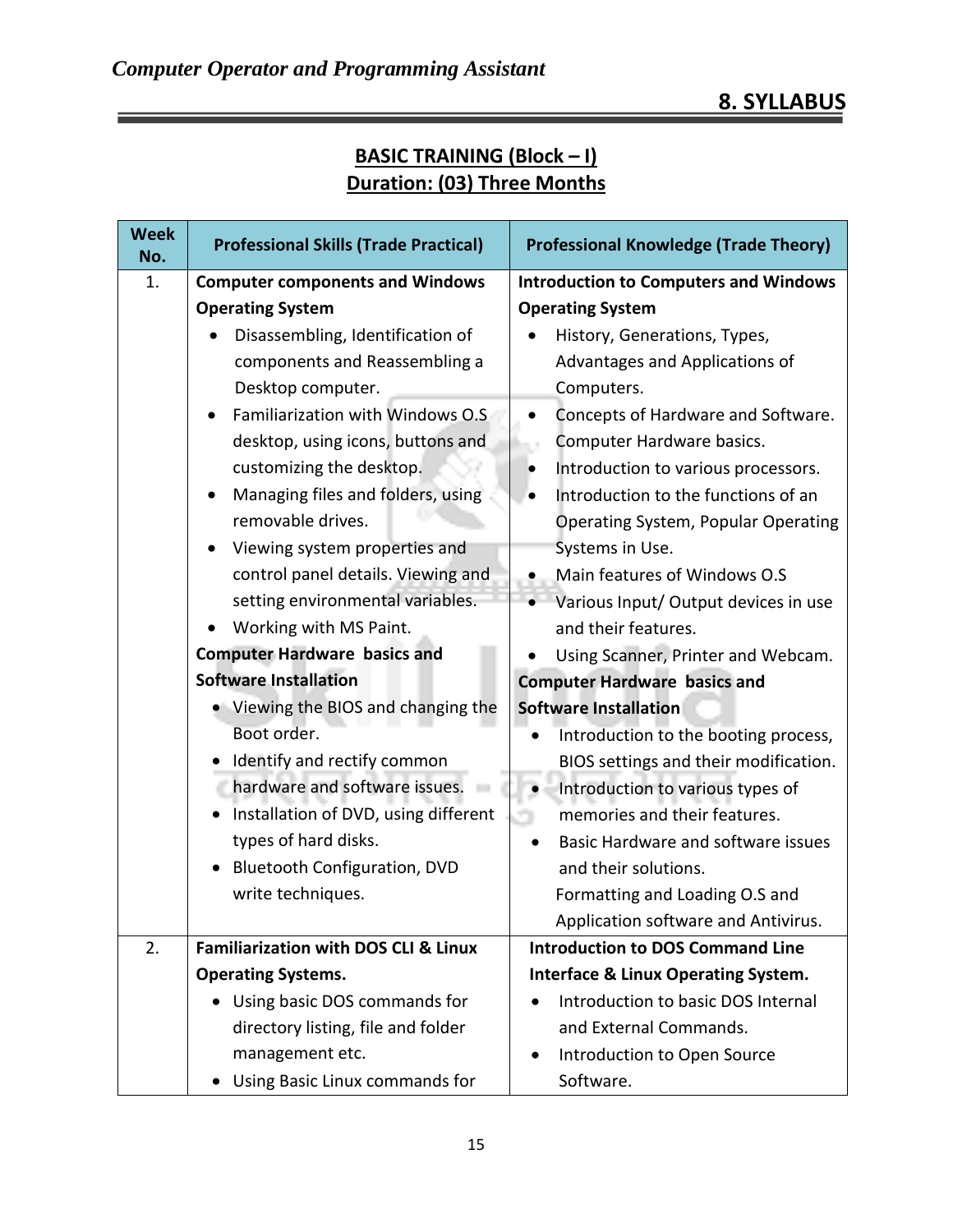## 8. SYLLABUS

**BASIC TRAINING (Block – I)**
**Duration: (03) Three Months**

| Week No. | Professional Skills (Trade Practical) | Professional Knowledge (Trade Theory) |
|---|---|---|
| 1. | **Computer components and Windows Operating System**<br>• Disassembling, Identification of components and Reassembling a Desktop computer.<br>• Familiarization with Windows O.S desktop, using icons, buttons and customizing the desktop.<br>• Managing files and folders, using removable drives.<br>• Viewing system properties and control panel details. Viewing and setting environmental variables.<br>• Working with MS Paint.<br>**Computer Hardware basics and Software Installation**<br>• Viewing the BIOS and changing the Boot order.<br>• Identify and rectify common hardware and software issues.<br>• Installation of DVD, using different types of hard disks.<br>• Bluetooth Configuration, DVD write techniques. | **Introduction to Computers and Windows Operating System**<br>• History, Generations, Types, Advantages and Applications of Computers.<br>• Concepts of Hardware and Software. Computer Hardware basics.<br>• Introduction to various processors.<br>• Introduction to the functions of an Operating System, Popular Operating Systems in Use.<br>• Main features of Windows O.S<br>• Various Input/ Output devices in use and their features.<br>• Using Scanner, Printer and Webcam.<br>**Computer Hardware basics and Software Installation**<br>• Introduction to the booting process, BIOS settings and their modification.<br>• Introduction to various types of memories and their features.<br>• Basic Hardware and software issues and their solutions.<br>Formatting and Loading O.S and Application software and Antivirus. |
| 2. | **Familiarization with DOS CLI & Linux Operating Systems.**<br>• Using basic DOS commands for directory listing, file and folder management etc.<br>• Using Basic Linux commands for | **Introduction to DOS Command Line Interface & Linux Operating System.**<br>• Introduction to basic DOS Internal and External Commands.<br>• Introduction to Open Source Software. |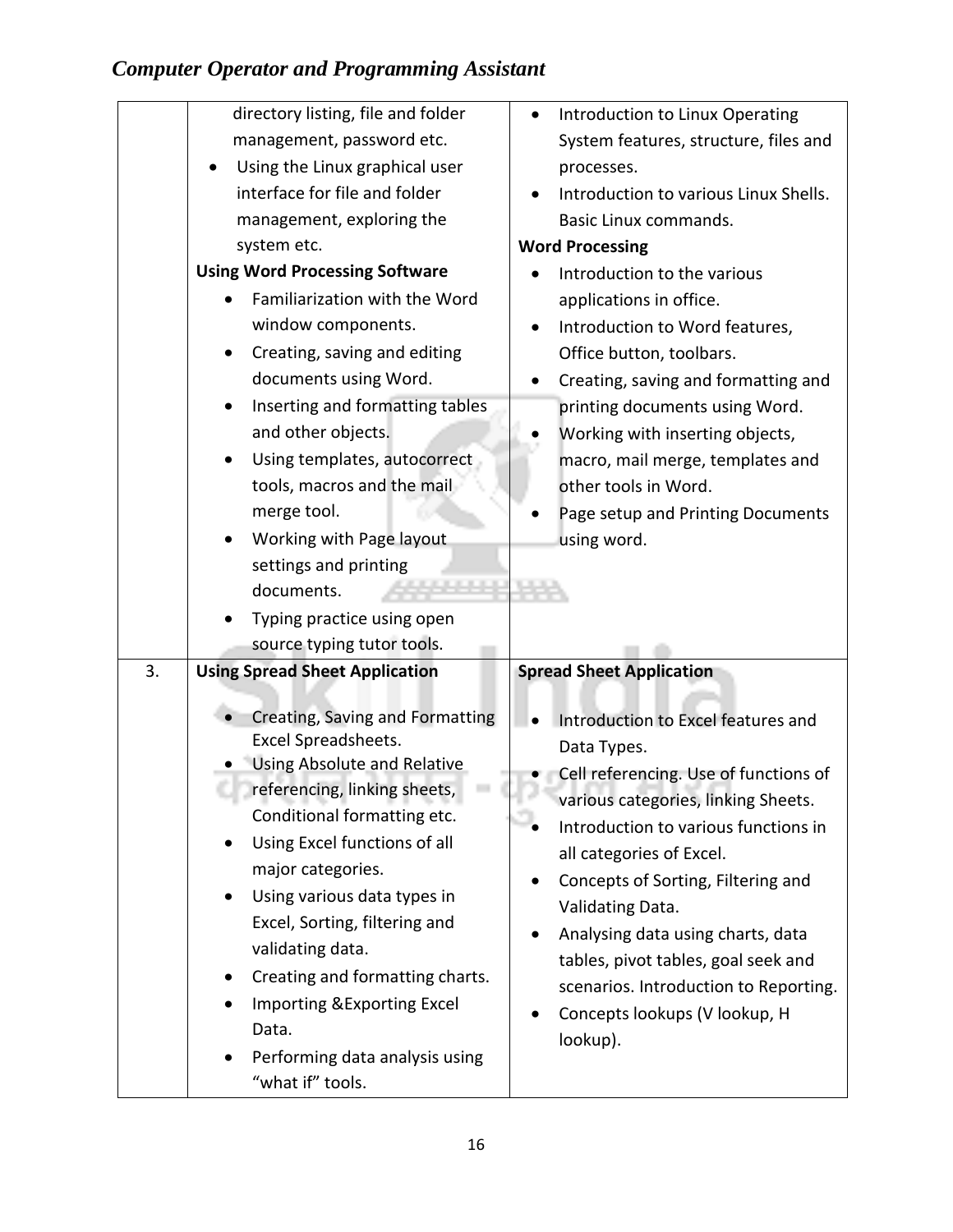| | | |
|---|---|---|
| | directory listing, file and folder management, password etc.<br>• Using the Linux graphical user interface for file and folder management, exploring the system etc.<br>**Using Word Processing Software**<br>• Familiarization with the Word window components.<br>• Creating, saving and editing documents using Word.<br>• Inserting and formatting tables and other objects.<br>• Using templates, autocorrect tools, macros and the mail merge tool.<br>• Working with Page layout settings and printing documents.<br>• Typing practice using open source typing tutor tools. | • Introduction to Linux Operating System features, structure, files and processes.<br>• Introduction to various Linux Shells. Basic Linux commands.<br>**Word Processing**<br>• Introduction to the various applications in office.<br>• Introduction to Word features, Office button, toolbars.<br>• Creating, saving and formatting and printing documents using Word.<br>• Working with inserting objects, macro, mail merge, templates and other tools in Word.<br>• Page setup and Printing Documents using word. |
| 3. | **Using Spread Sheet Application**<br>• Creating, Saving and Formatting Excel Spreadsheets.<br>• Using Absolute and Relative referencing, linking sheets, Conditional formatting etc.<br>• Using Excel functions of all major categories.<br>• Using various data types in Excel, Sorting, filtering and validating data.<br>• Creating and formatting charts.<br>• Importing &Exporting Excel Data.<br>• Performing data analysis using "what if" tools. | **Spread Sheet Application**<br>• Introduction to Excel features and Data Types.<br>• Cell referencing. Use of functions of various categories, linking Sheets.<br>• Introduction to various functions in all categories of Excel.<br>• Concepts of Sorting, Filtering and Validating Data.<br>• Analysing data using charts, data tables, pivot tables, goal seek and scenarios. Introduction to Reporting.<br>• Concepts lookups (V lookup, H lookup). |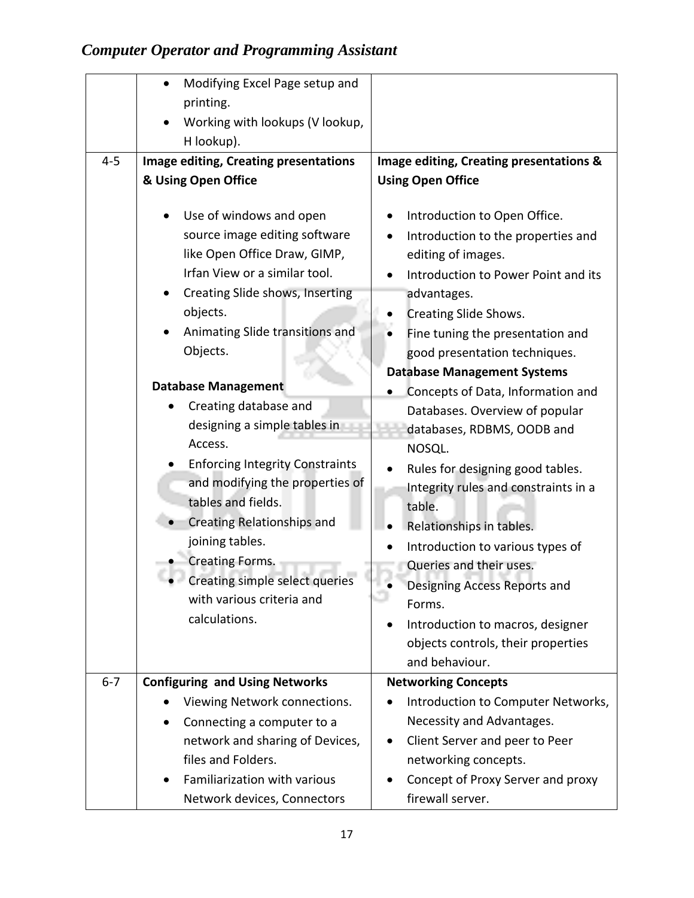| | | |
|---|---|---|
| | • Modifying Excel Page setup and printing.<br>• Working with lookups (V lookup, H lookup). | |
| 4-5 | **Image editing, Creating presentations & Using Open Office**<br><br>• Use of windows and open source image editing software like Open Office Draw, GIMP, Irfan View or a similar tool.<br>• Creating Slide shows, Inserting objects.<br>• Animating Slide transitions and Objects.<br><br>**Database Management**<br>• Creating database and designing a simple tables in Access.<br>• Enforcing Integrity Constraints and modifying the properties of tables and fields.<br>• Creating Relationships and joining tables.<br>• Creating Forms.<br>• Creating simple select queries with various criteria and calculations. | **Image editing, Creating presentations & Using Open Office**<br><br>• Introduction to Open Office.<br>• Introduction to the properties and editing of images.<br>• Introduction to Power Point and its advantages.<br>• Creating Slide Shows.<br>• Fine tuning the presentation and good presentation techniques.<br>**Database Management Systems**<br>• Concepts of Data, Information and Databases. Overview of popular databases, RDBMS, OODB and NOSQL.<br>• Rules for designing good tables. Integrity rules and constraints in a table.<br>• Relationships in tables.<br>• Introduction to various types of Queries and their uses.<br>• Designing Access Reports and Forms.<br>• Introduction to macros, designer objects controls, their properties and behaviour. |
| 6-7 | **Configuring and Using Networks**<br>• Viewing Network connections.<br>• Connecting a computer to a network and sharing of Devices, files and Folders.<br>• Familiarization with various Network devices, Connectors | **Networking Concepts**<br>• Introduction to Computer Networks, Necessity and Advantages.<br>• Client Server and peer to Peer networking concepts.<br>• Concept of Proxy Server and proxy firewall server. |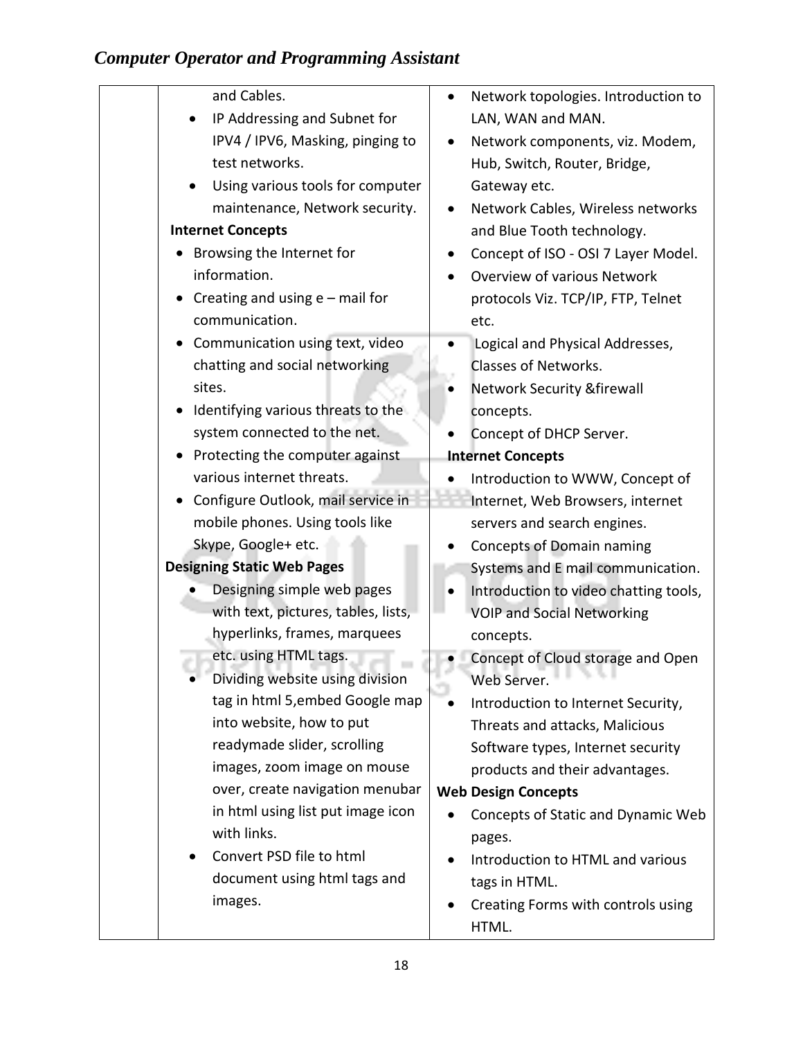| | | |
|---|---|---|
| | and Cables.<br>• IP Addressing and Subnet for IPV4 / IPV6, Masking, pinging to test networks.<br>• Using various tools for computer maintenance, Network security.<br>**Internet Concepts**<br>• Browsing the Internet for information.<br>• Creating and using e – mail for communication.<br>• Communication using text, video chatting and social networking sites.<br>• Identifying various threats to the system connected to the net.<br>• Protecting the computer against various internet threats.<br>• Configure Outlook, mail service in mobile phones. Using tools like Skype, Google+ etc.<br>**Designing Static Web Pages**<br>• Designing simple web pages with text, pictures, tables, lists, hyperlinks, frames, marquees etc. using HTML tags.<br>• Dividing website using division tag in html 5,embed Google map into website, how to put readymade slider, scrolling images, zoom image on mouse over, create navigation menubar in html using list put image icon with links.<br>• Convert PSD file to html document using html tags and images. | • Network topologies. Introduction to LAN, WAN and MAN.<br>• Network components, viz. Modem, Hub, Switch, Router, Bridge, Gateway etc.<br>• Network Cables, Wireless networks and Blue Tooth technology.<br>• Concept of ISO - OSI 7 Layer Model.<br>• Overview of various Network protocols Viz. TCP/IP, FTP, Telnet etc.<br>• Logical and Physical Addresses, Classes of Networks.<br>• Network Security &firewall concepts.<br>• Concept of DHCP Server.<br>**Internet Concepts**<br>• Introduction to WWW, Concept of Internet, Web Browsers, internet servers and search engines.<br>• Concepts of Domain naming Systems and E mail communication.<br>• Introduction to video chatting tools, VOIP and Social Networking concepts.<br>• Concept of Cloud storage and Open Web Server.<br>• Introduction to Internet Security, Threats and attacks, Malicious Software types, Internet security products and their advantages.<br>**Web Design Concepts**<br>• Concepts of Static and Dynamic Web pages.<br>• Introduction to HTML and various tags in HTML.<br>• Creating Forms with controls using HTML. |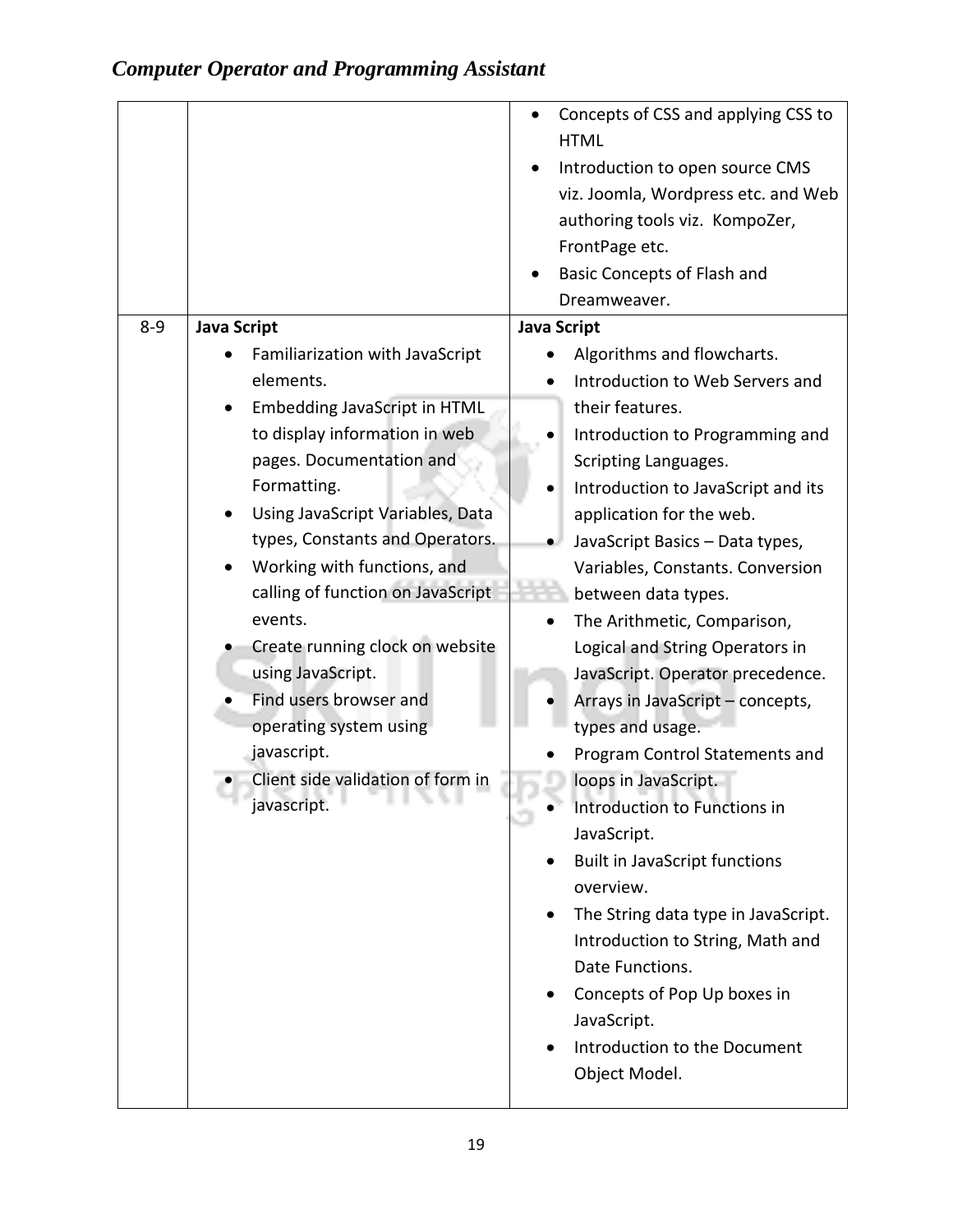| | | |
|---|---|---|
| | | • Concepts of CSS and applying CSS to HTML<br>• Introduction to open source CMS viz. Joomla, Wordpress etc. and Web authoring tools viz. KompoZer, FrontPage etc.<br>• Basic Concepts of Flash and Dreamweaver. |
| 8-9 | **Java Script**<br>• Familiarization with JavaScript elements.<br>• Embedding JavaScript in HTML to display information in web pages. Documentation and Formatting.<br>• Using JavaScript Variables, Data types, Constants and Operators.<br>• Working with functions, and calling of function on JavaScript events.<br>• Create running clock on website using JavaScript.<br>• Find users browser and operating system using javascript.<br>• Client side validation of form in javascript. | **Java Script**<br>• Algorithms and flowcharts.<br>• Introduction to Web Servers and their features.<br>• Introduction to Programming and Scripting Languages.<br>• Introduction to JavaScript and its application for the web.<br>• JavaScript Basics – Data types, Variables, Constants. Conversion between data types.<br>• The Arithmetic, Comparison, Logical and String Operators in JavaScript. Operator precedence.<br>• Arrays in JavaScript – concepts, types and usage.<br>• Program Control Statements and loops in JavaScript.<br>• Introduction to Functions in JavaScript.<br>• Built in JavaScript functions overview.<br>• The String data type in JavaScript. Introduction to String, Math and Date Functions.<br>• Concepts of Pop Up boxes in JavaScript.<br>• Introduction to the Document Object Model. |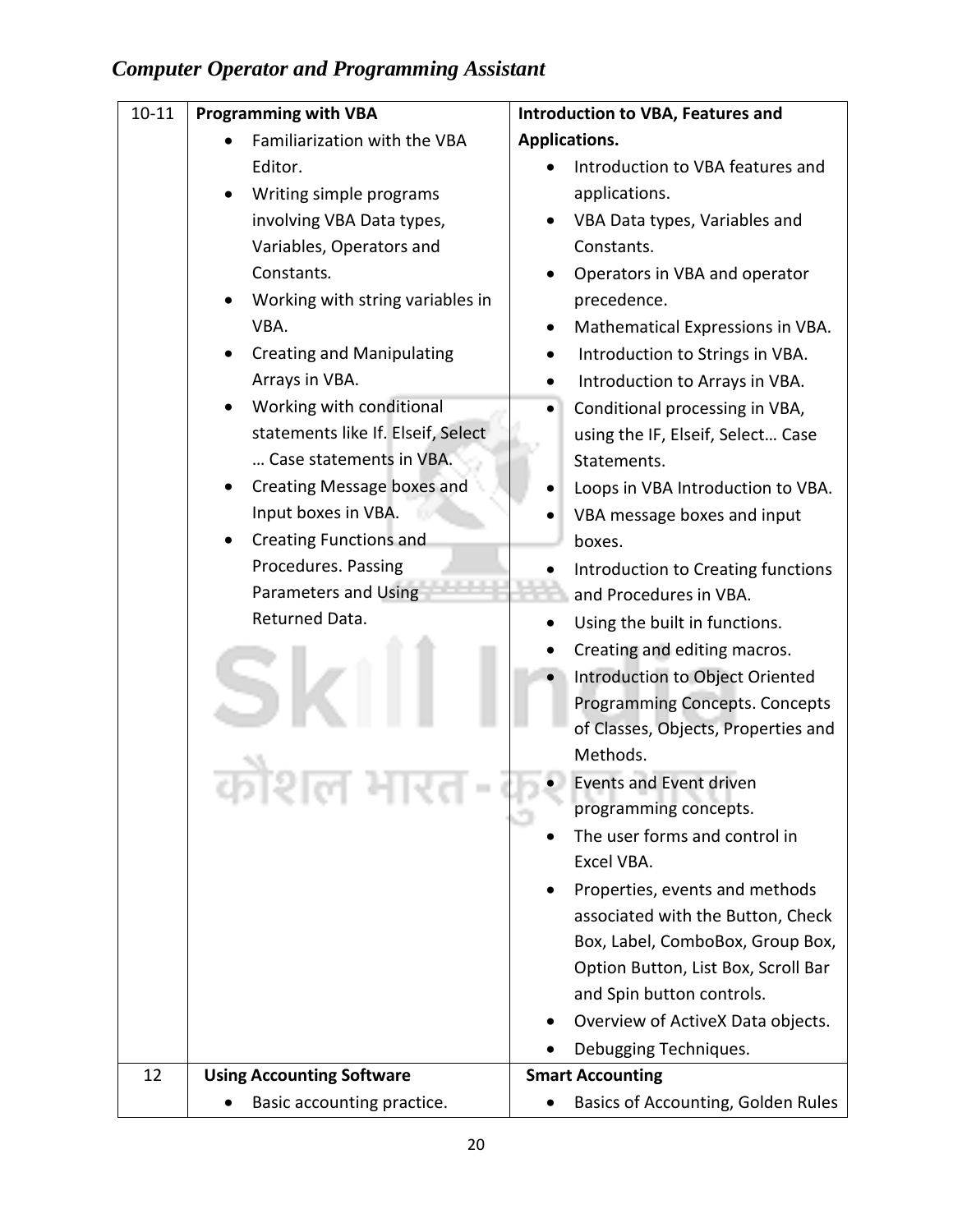| 10-11 | **Programming with VBA**<br>• Familiarization with the VBA Editor.<br>• Writing simple programs involving VBA Data types, Variables, Operators and Constants.<br>• Working with string variables in VBA.<br>• Creating and Manipulating Arrays in VBA.<br>• Working with conditional statements like If. Elseif, Select … Case statements in VBA.<br>• Creating Message boxes and Input boxes in VBA.<br>• Creating Functions and Procedures. Passing Parameters and Using Returned Data. | **Introduction to VBA, Features and Applications.**<br>• Introduction to VBA features and applications.<br>• VBA Data types, Variables and Constants.<br>• Operators in VBA and operator precedence.<br>• Mathematical Expressions in VBA.<br>• Introduction to Strings in VBA.<br>• Introduction to Arrays in VBA.<br>• Conditional processing in VBA, using the IF, Elseif, Select… Case Statements.<br>• Loops in VBA Introduction to VBA.<br>• VBA message boxes and input boxes.<br>• Introduction to Creating functions and Procedures in VBA.<br>• Using the built in functions.<br>• Creating and editing macros.<br>• Introduction to Object Oriented Programming Concepts. Concepts of Classes, Objects, Properties and Methods.<br>• Events and Event driven programming concepts.<br>• The user forms and control in Excel VBA.<br>• Properties, events and methods associated with the Button, Check Box, Label, ComboBox, Group Box, Option Button, List Box, Scroll Bar and Spin button controls.<br>• Overview of ActiveX Data objects.<br>• Debugging Techniques. |
|---|---|---|
| 12 | **Using Accounting Software**<br>• Basic accounting practice. | **Smart Accounting**<br>• Basics of Accounting, Golden Rules |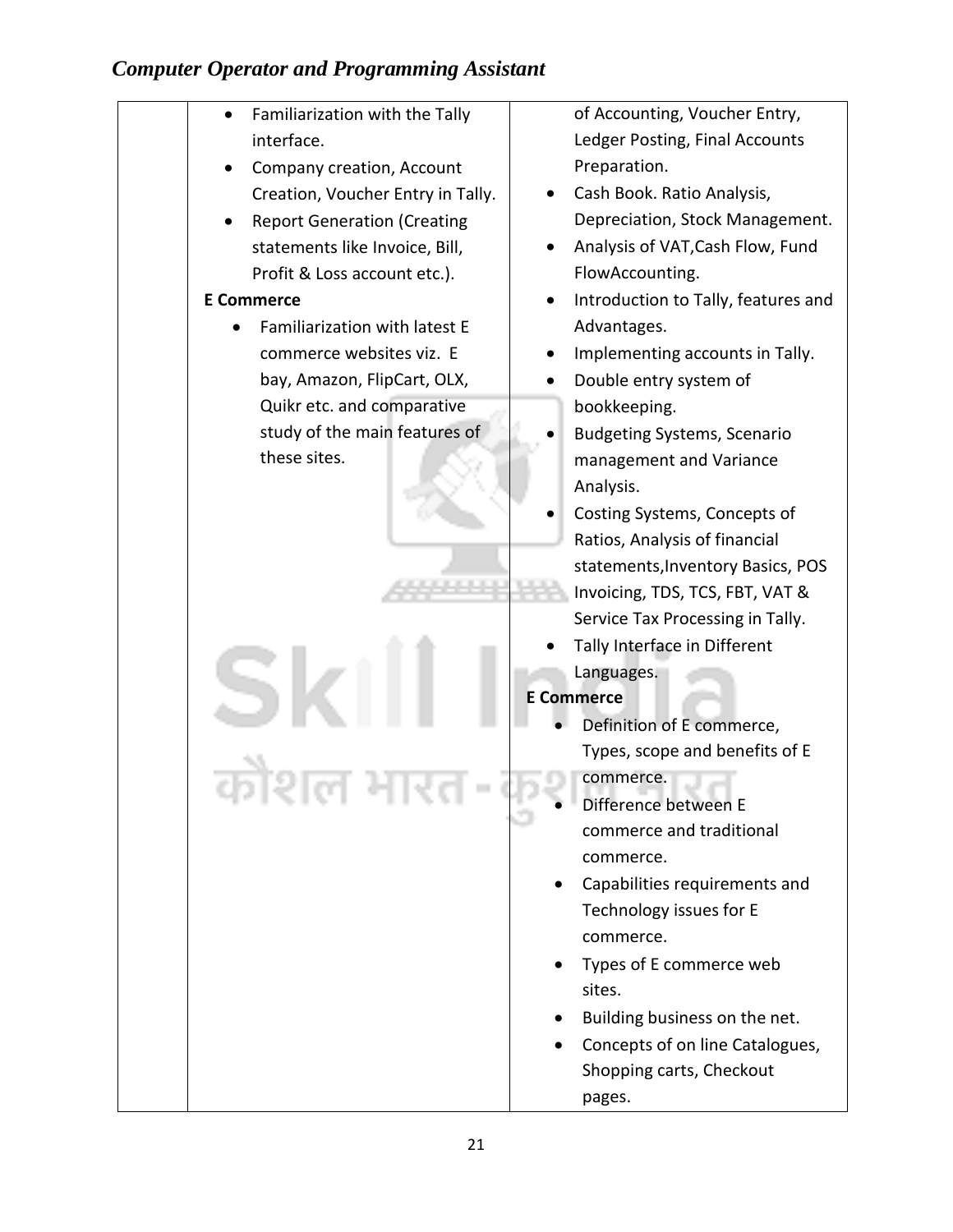| | | |
|---|---|---|
| | • Familiarization with the Tally interface.<br>• Company creation, Account Creation, Voucher Entry in Tally.<br>• Report Generation (Creating statements like Invoice, Bill, Profit & Loss account etc.).<br>**E Commerce**<br>• Familiarization with latest E commerce websites viz. E bay, Amazon, FlipCart, OLX, Quikr etc. and comparative study of the main features of these sites. | of Accounting, Voucher Entry, Ledger Posting, Final Accounts Preparation.<br>• Cash Book. Ratio Analysis, Depreciation, Stock Management.<br>• Analysis of VAT,Cash Flow, Fund FlowAccounting.<br>• Introduction to Tally, features and Advantages.<br>• Implementing accounts in Tally.<br>• Double entry system of bookkeeping.<br>• Budgeting Systems, Scenario management and Variance Analysis.<br>• Costing Systems, Concepts of Ratios, Analysis of financial statements,Inventory Basics, POS Invoicing, TDS, TCS, FBT, VAT & Service Tax Processing in Tally.<br>• Tally Interface in Different Languages.<br>**E Commerce**<br>• Definition of E commerce, Types, scope and benefits of E commerce.<br>• Difference between E commerce and traditional commerce.<br>• Capabilities requirements and Technology issues for E commerce.<br>• Types of E commerce web sites.<br>• Building business on the net.<br>• Concepts of on line Catalogues, Shopping carts, Checkout pages. |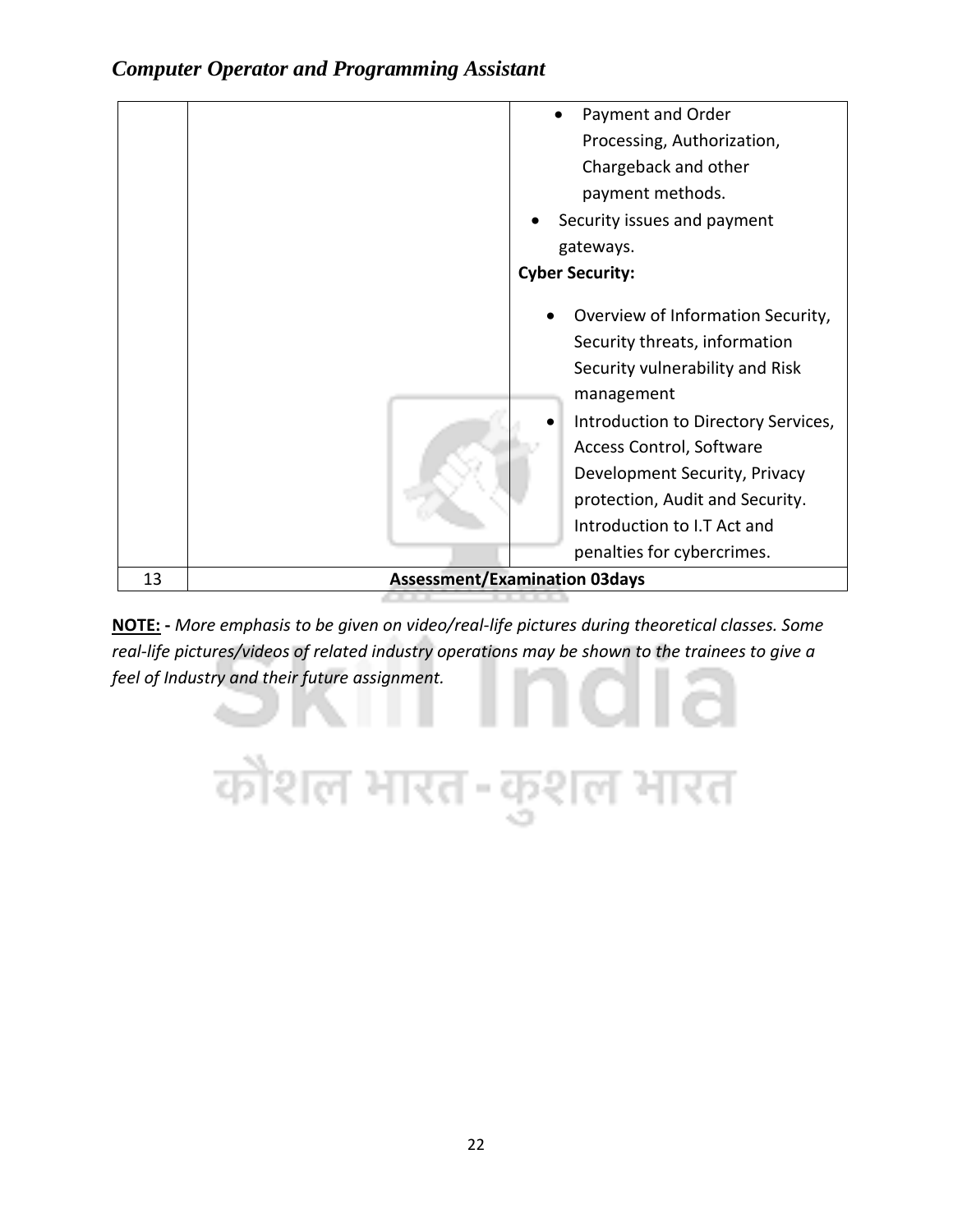| | | |
|---|---|---|
| | | • Payment and Order Processing, Authorization, Chargeback and other payment methods.<br>• Security issues and payment gateways.<br>**Cyber Security:**<br>• Overview of Information Security, Security threats, information Security vulnerability and Risk management<br>• Introduction to Directory Services, Access Control, Software Development Security, Privacy protection, Audit and Security. Introduction to I.T Act and penalties for cybercrimes. |
| 13 | **Assessment/Examination 03days** | |

**NOTE: -** *More emphasis to be given on video/real-life pictures during theoretical classes. Some real-life pictures/videos of related industry operations may be shown to the trainees to give a feel of Industry and their future assignment.*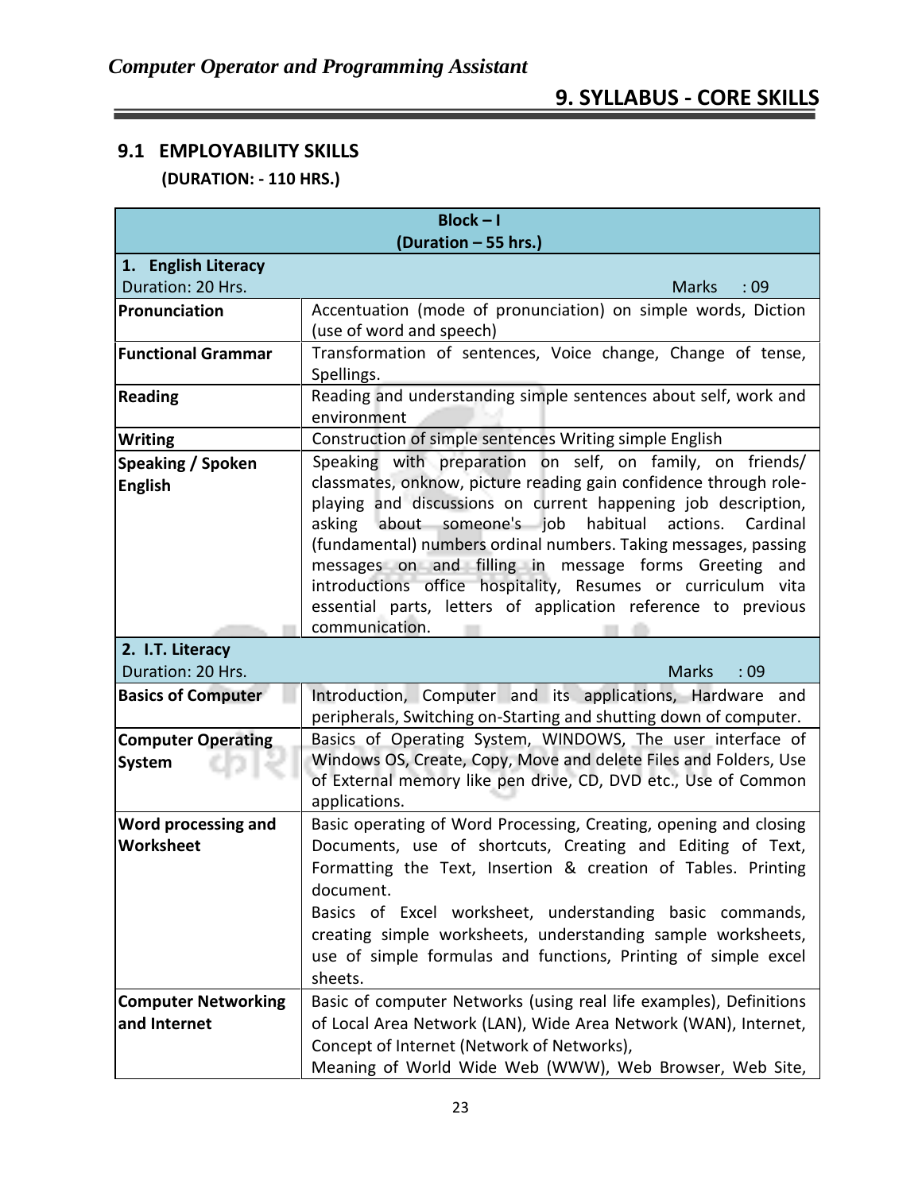## 9. SYLLABUS - CORE SKILLS

### 9.1 EMPLOYABILITY SKILLS

**(DURATION: - 110 HRS.)**

| **Block – I (Duration – 55 hrs.)** | |
|---|---|
| **1. English Literacy** Duration: 20 Hrs. | Marks : 09 |
| **Pronunciation** | Accentuation (mode of pronunciation) on simple words, Diction (use of word and speech) |
| **Functional Grammar** | Transformation of sentences, Voice change, Change of tense, Spellings. |
| **Reading** | Reading and understanding simple sentences about self, work and environment |
| **Writing** | Construction of simple sentences Writing simple English |
| **Speaking / Spoken English** | Speaking with preparation on self, on family, on friends/ classmates, onknow, picture reading gain confidence through role-playing and discussions on current happening job description, asking about someone's job habitual actions. Cardinal (fundamental) numbers ordinal numbers. Taking messages, passing messages on and filling in message forms Greeting and introductions office hospitality, Resumes or curriculum vita essential parts, letters of application reference to previous communication. |
| **2. I.T. Literacy** Duration: 20 Hrs. | Marks : 09 |
| **Basics of Computer** | Introduction, Computer and its applications, Hardware and peripherals, Switching on-Starting and shutting down of computer. |
| **Computer Operating System** | Basics of Operating System, WINDOWS, The user interface of Windows OS, Create, Copy, Move and delete Files and Folders, Use of External memory like pen drive, CD, DVD etc., Use of Common applications. |
| **Word processing and Worksheet** | Basic operating of Word Processing, Creating, opening and closing Documents, use of shortcuts, Creating and Editing of Text, Formatting the Text, Insertion & creation of Tables. Printing document.<br>Basics of Excel worksheet, understanding basic commands, creating simple worksheets, understanding sample worksheets, use of simple formulas and functions, Printing of simple excel sheets. |
| **Computer Networking and Internet** | Basic of computer Networks (using real life examples), Definitions of Local Area Network (LAN), Wide Area Network (WAN), Internet, Concept of Internet (Network of Networks),<br>Meaning of World Wide Web (WWW), Web Browser, Web Site, |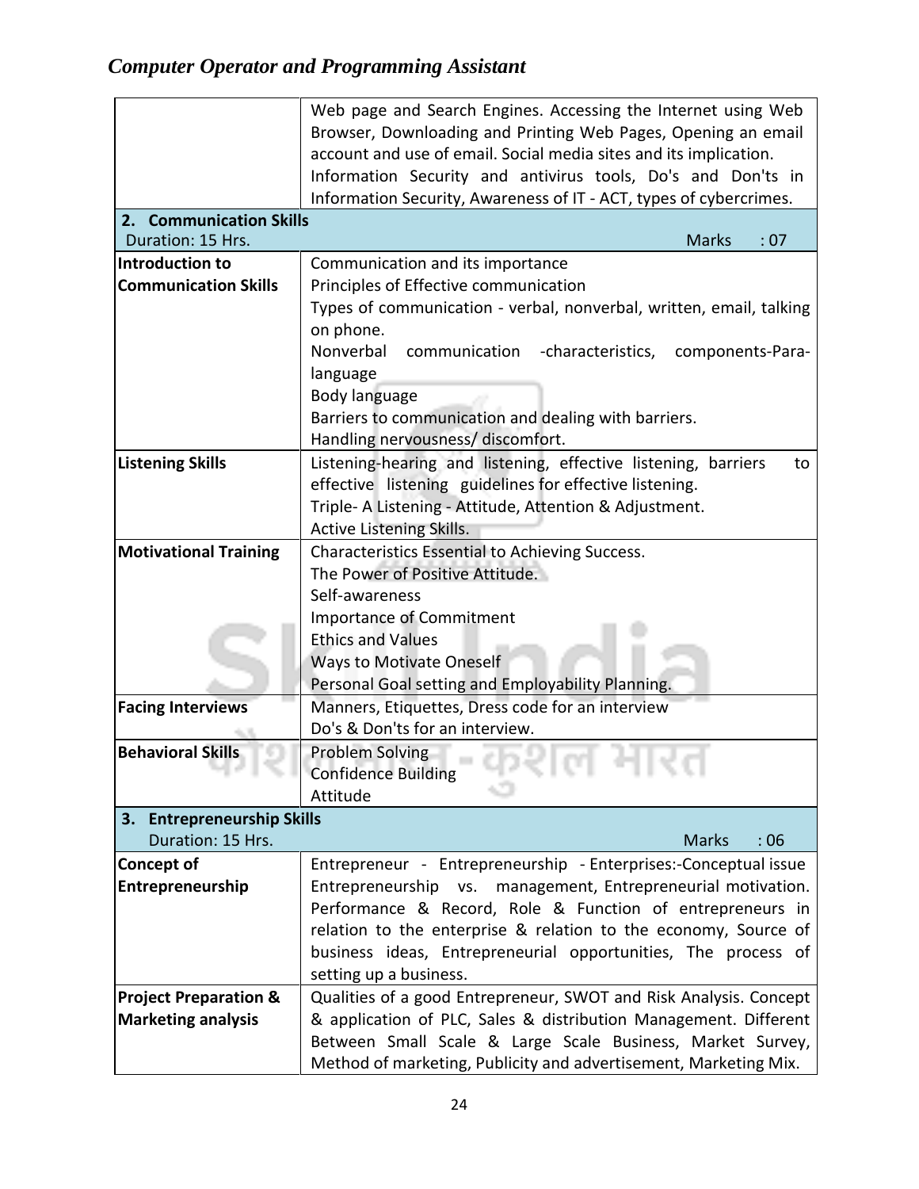| | |
|---|---|
| | Web page and Search Engines. Accessing the Internet using Web Browser, Downloading and Printing Web Pages, Opening an email account and use of email. Social media sites and its implication. Information Security and antivirus tools, Do's and Don'ts in Information Security, Awareness of IT - ACT, types of cybercrimes. |
| **2. Communication Skills** Duration: 15 Hrs. | Marks : 07 |
| **Introduction to Communication Skills** | Communication and its importance<br>Principles of Effective communication<br>Types of communication - verbal, nonverbal, written, email, talking on phone.<br>Nonverbal communication -characteristics, components-Para-language<br>Body language<br>Barriers to communication and dealing with barriers.<br>Handling nervousness/ discomfort. |
| **Listening Skills** | Listening-hearing and listening, effective listening, barriers to effective listening guidelines for effective listening.<br>Triple- A Listening - Attitude, Attention & Adjustment.<br>Active Listening Skills. |
| **Motivational Training** | Characteristics Essential to Achieving Success.<br>The Power of Positive Attitude.<br>Self-awareness<br>Importance of Commitment<br>Ethics and Values<br>Ways to Motivate Oneself<br>Personal Goal setting and Employability Planning. |
| **Facing Interviews** | Manners, Etiquettes, Dress code for an interview<br>Do's & Don'ts for an interview. |
| **Behavioral Skills** | Problem Solving<br>Confidence Building<br>Attitude |
| **3. Entrepreneurship Skills** Duration: 15 Hrs. | Marks : 06 |
| **Concept of Entrepreneurship** | Entrepreneur - Entrepreneurship - Enterprises:-Conceptual issue Entrepreneurship vs. management, Entrepreneurial motivation. Performance & Record, Role & Function of entrepreneurs in relation to the enterprise & relation to the economy, Source of business ideas, Entrepreneurial opportunities, The process of setting up a business. |
| **Project Preparation & Marketing analysis** | Qualities of a good Entrepreneur, SWOT and Risk Analysis. Concept & application of PLC, Sales & distribution Management. Different Between Small Scale & Large Scale Business, Market Survey, Method of marketing, Publicity and advertisement, Marketing Mix. |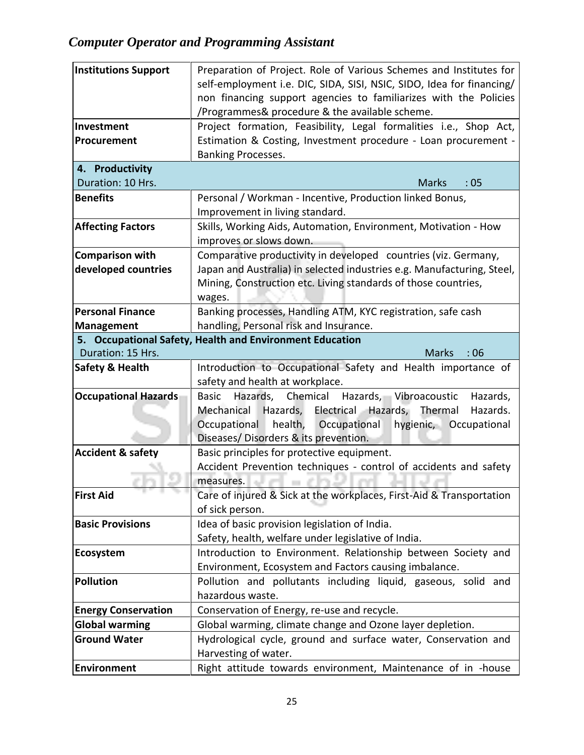| | |
|---|---|
| **Institutions Support** | Preparation of Project. Role of Various Schemes and Institutes for self-employment i.e. DIC, SIDA, SISI, NSIC, SIDO, Idea for financing/ non financing support agencies to familiarizes with the Policies /Programmes& procedure & the available scheme. |
| **Investment Procurement** | Project formation, Feasibility, Legal formalities i.e., Shop Act, Estimation & Costing, Investment procedure - Loan procurement - Banking Processes. |
| **4. Productivity** Duration: 10 Hrs. | Marks : 05 |
| **Benefits** | Personal / Workman - Incentive, Production linked Bonus, Improvement in living standard. |
| **Affecting Factors** | Skills, Working Aids, Automation, Environment, Motivation - How improves or slows down. |
| **Comparison with developed countries** | Comparative productivity in developed countries (viz. Germany, Japan and Australia) in selected industries e.g. Manufacturing, Steel, Mining, Construction etc. Living standards of those countries, wages. |
| **Personal Finance Management** | Banking processes, Handling ATM, KYC registration, safe cash handling, Personal risk and Insurance. |
| **5. Occupational Safety, Health and Environment Education** Duration: 15 Hrs. | Marks : 06 |
| **Safety & Health** | Introduction to Occupational Safety and Health importance of safety and health at workplace. |
| **Occupational Hazards** | Basic Hazards, Chemical Hazards, Vibroacoustic Hazards, Mechanical Hazards, Electrical Hazards, Thermal Hazards. Occupational health, Occupational hygienic, Occupational Diseases/ Disorders & its prevention. |
| **Accident & safety** | Basic principles for protective equipment. Accident Prevention techniques - control of accidents and safety measures. |
| **First Aid** | Care of injured & Sick at the workplaces, First-Aid & Transportation of sick person. |
| **Basic Provisions** | Idea of basic provision legislation of India. Safety, health, welfare under legislative of India. |
| **Ecosystem** | Introduction to Environment. Relationship between Society and Environment, Ecosystem and Factors causing imbalance. |
| **Pollution** | Pollution and pollutants including liquid, gaseous, solid and hazardous waste. |
| **Energy Conservation** | Conservation of Energy, re-use and recycle. |
| **Global warming** | Global warming, climate change and Ozone layer depletion. |
| **Ground Water** | Hydrological cycle, ground and surface water, Conservation and Harvesting of water. |
| **Environment** | Right attitude towards environment, Maintenance of in -house |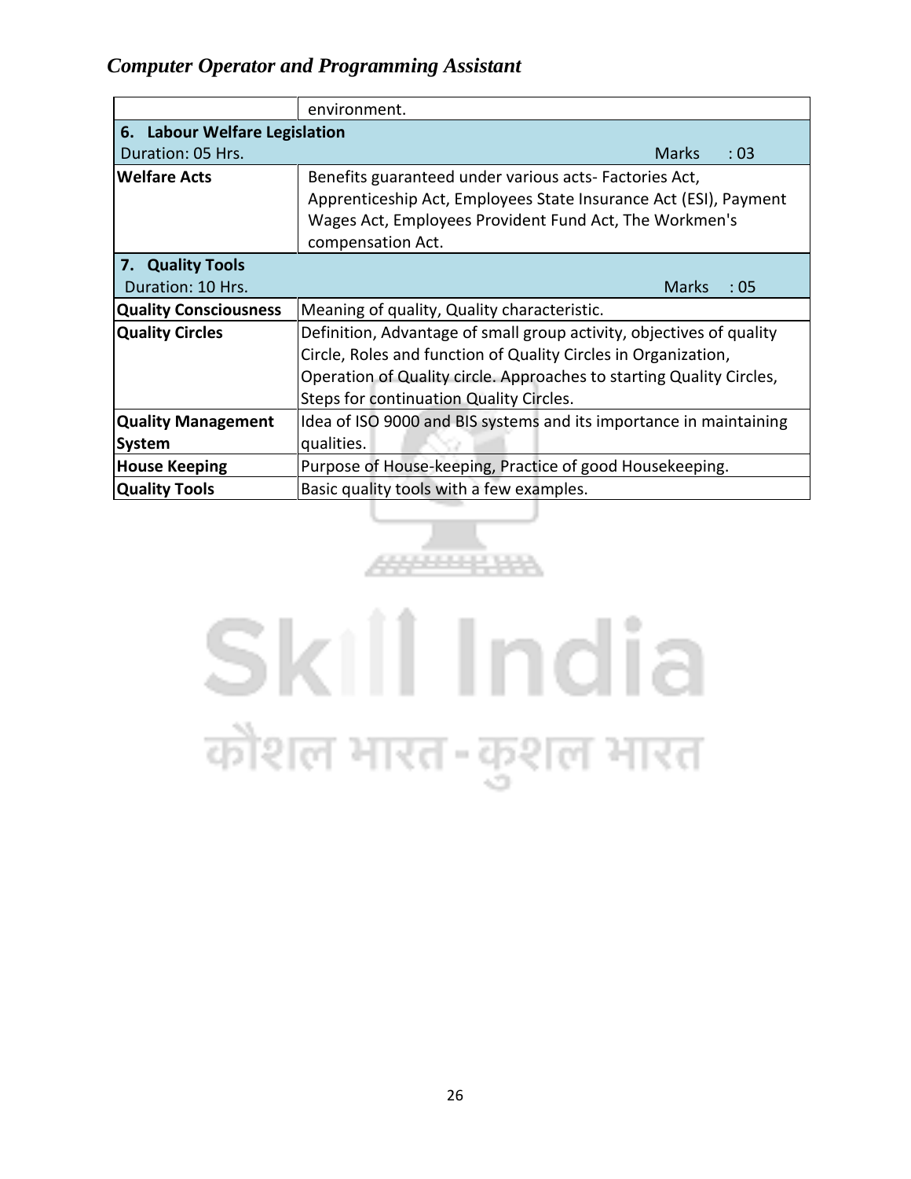| | environment. |
|---|---|
| **6. Labour Welfare Legislation**<br>Duration: 05 Hrs. | Marks : 03 |
| **Welfare Acts** | Benefits guaranteed under various acts- Factories Act, Apprenticeship Act, Employees State Insurance Act (ESI), Payment Wages Act, Employees Provident Fund Act, The Workmen's compensation Act. |
| **7. Quality Tools**<br>Duration: 10 Hrs. | Marks : 05 |
| **Quality Consciousness** | Meaning of quality, Quality characteristic. |
| **Quality Circles** | Definition, Advantage of small group activity, objectives of quality Circle, Roles and function of Quality Circles in Organization, Operation of Quality circle. Approaches to starting Quality Circles, Steps for continuation Quality Circles. |
| **Quality Management System** | Idea of ISO 9000 and BIS systems and its importance in maintaining qualities. |
| **House Keeping** | Purpose of House-keeping, Practice of good Housekeeping. |
| **Quality Tools** | Basic quality tools with a few examples. |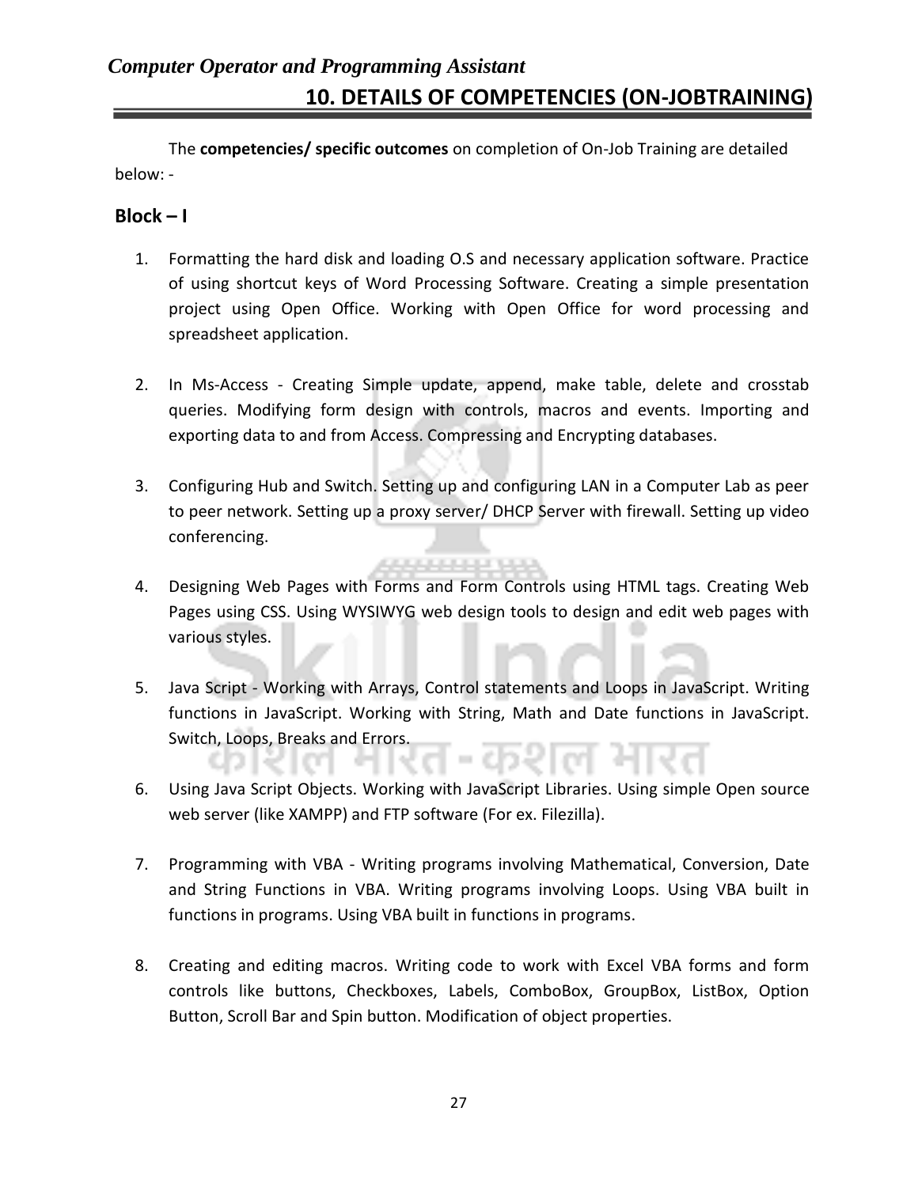## 10. DETAILS OF COMPETENCIES (ON-JOBTRAINING)

The **competencies/ specific outcomes** on completion of On-Job Training are detailed below: -

### Block – I

1. Formatting the hard disk and loading O.S and necessary application software. Practice of using shortcut keys of Word Processing Software. Creating a simple presentation project using Open Office. Working with Open Office for word processing and spreadsheet application.

2. In Ms-Access - Creating Simple update, append, make table, delete and crosstab queries. Modifying form design with controls, macros and events. Importing and exporting data to and from Access. Compressing and Encrypting databases.

3. Configuring Hub and Switch. Setting up and configuring LAN in a Computer Lab as peer to peer network. Setting up a proxy server/ DHCP Server with firewall. Setting up video conferencing.

4. Designing Web Pages with Forms and Form Controls using HTML tags. Creating Web Pages using CSS. Using WYSIWYG web design tools to design and edit web pages with various styles.

5. Java Script - Working with Arrays, Control statements and Loops in JavaScript. Writing functions in JavaScript. Working with String, Math and Date functions in JavaScript. Switch, Loops, Breaks and Errors.

6. Using Java Script Objects. Working with JavaScript Libraries. Using simple Open source web server (like XAMPP) and FTP software (For ex. Filezilla).

7. Programming with VBA - Writing programs involving Mathematical, Conversion, Date and String Functions in VBA. Writing programs involving Loops. Using VBA built in functions in programs. Using VBA built in functions in programs.

8. Creating and editing macros. Writing code to work with Excel VBA forms and form controls like buttons, Checkboxes, Labels, ComboBox, GroupBox, ListBox, Option Button, Scroll Bar and Spin button. Modification of object properties.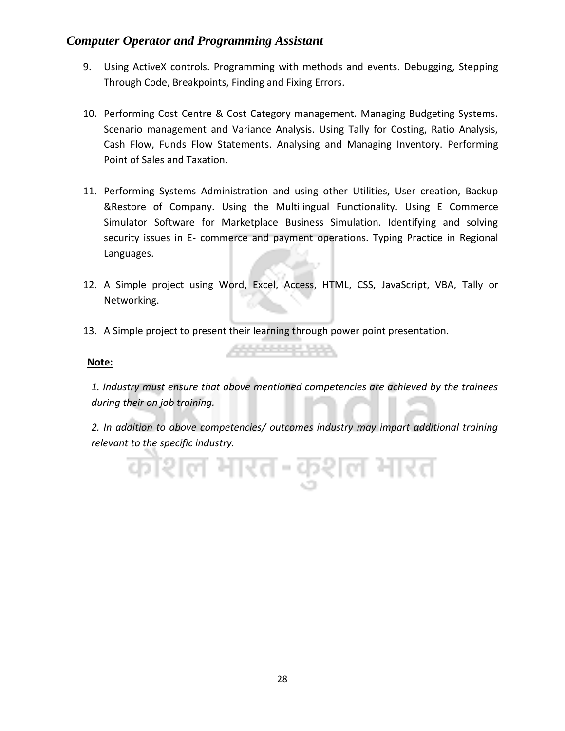9. Using ActiveX controls. Programming with methods and events. Debugging, Stepping Through Code, Breakpoints, Finding and Fixing Errors.

10. Performing Cost Centre & Cost Category management. Managing Budgeting Systems. Scenario management and Variance Analysis. Using Tally for Costing, Ratio Analysis, Cash Flow, Funds Flow Statements. Analysing and Managing Inventory. Performing Point of Sales and Taxation.

11. Performing Systems Administration and using other Utilities, User creation, Backup &Restore of Company. Using the Multilingual Functionality. Using E Commerce Simulator Software for Marketplace Business Simulation. Identifying and solving security issues in E- commerce and payment operations. Typing Practice in Regional Languages.

12. A Simple project using Word, Excel, Access, HTML, CSS, JavaScript, VBA, Tally or Networking.

13. A Simple project to present their learning through power point presentation.

**Note:**

*1. Industry must ensure that above mentioned competencies are achieved by the trainees during their on job training.*

*2. In addition to above competencies/ outcomes industry may impart additional training relevant to the specific industry.*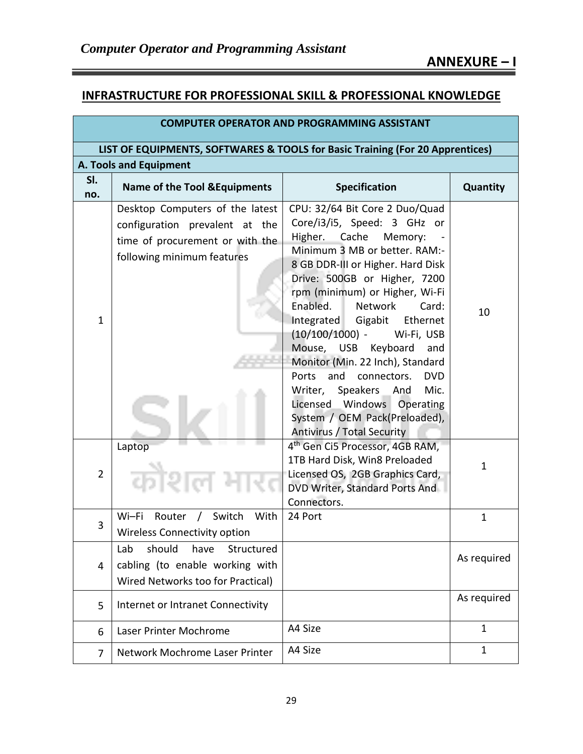## ANNEXURE – I

## INFRASTRUCTURE FOR PROFESSIONAL SKILL & PROFESSIONAL KNOWLEDGE

| COMPUTER OPERATOR AND PROGRAMMING ASSISTANT | | | |
|---|---|---|---|
| **LIST OF EQUIPMENTS, SOFTWARES & TOOLS for Basic Training (For 20 Apprentices)** | | | |
| **A. Tools and Equipment** | | | |
| **Sl. no.** | **Name of the Tool &Equipments** | **Specification** | **Quantity** |
| 1 | Desktop Computers of the latest configuration prevalent at the time of procurement or with the following minimum features | CPU: 32/64 Bit Core 2 Duo/Quad Core/i3/i5, Speed: 3 GHz or Higher. Cache Memory: - Minimum 3 MB or better. RAM:- 8 GB DDR-III or Higher. Hard Disk Drive: 500GB or Higher, 7200 rpm (minimum) or Higher, Wi-Fi Enabled. Network Card: Integrated Gigabit Ethernet (10/100/1000) - Wi-Fi, USB Mouse, USB Keyboard and Monitor (Min. 22 Inch), Standard Ports and connectors. DVD Writer, Speakers And Mic. Licensed Windows Operating System / OEM Pack(Preloaded), Antivirus / Total Security | 10 |
| 2 | Laptop | 4th Gen Ci5 Processor, 4GB RAM, 1TB Hard Disk, Win8 Preloaded Licensed OS, 2GB Graphics Card, DVD Writer, Standard Ports And Connectors. | 1 |
| 3 | Wi–Fi Router / Switch With Wireless Connectivity option | 24 Port | 1 |
| 4 | Lab should have Structured cabling (to enable working with Wired Networks too for Practical) | | As required |
| 5 | Internet or Intranet Connectivity | | As required |
| 6 | Laser Printer Mochrome | A4 Size | 1 |
| 7 | Network Mochrome Laser Printer | A4 Size | 1 |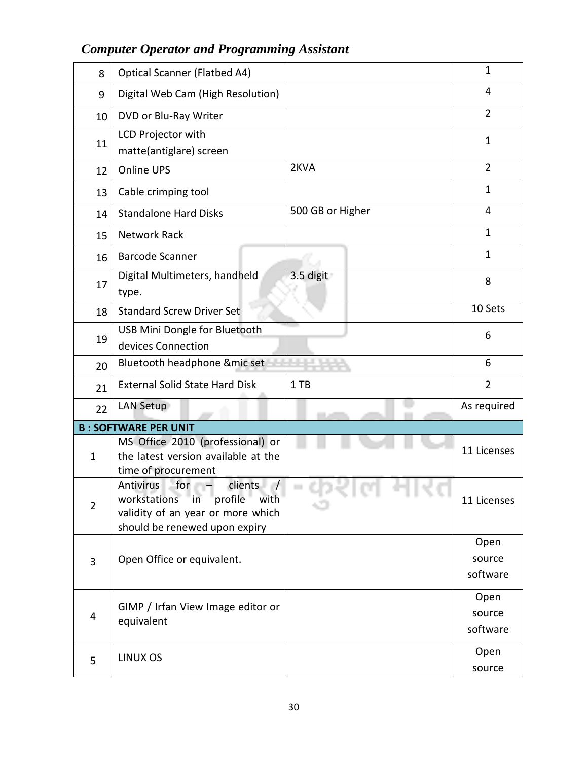| | | | |
|---|---|---|---|
| 8 | Optical Scanner (Flatbed A4) | | 1 |
| 9 | Digital Web Cam (High Resolution) | | 4 |
| 10 | DVD or Blu-Ray Writer | | 2 |
| 11 | LCD Projector with matte(antiglare) screen | | 1 |
| 12 | Online UPS | 2KVA | 2 |
| 13 | Cable crimping tool | | 1 |
| 14 | Standalone Hard Disks | 500 GB or Higher | 4 |
| 15 | Network Rack | | 1 |
| 16 | Barcode Scanner | | 1 |
| 17 | Digital Multimeters, handheld type. | 3.5 digit | 8 |
| 18 | Standard Screw Driver Set | | 10 Sets |
| 19 | USB Mini Dongle for Bluetooth devices Connection | | 6 |
| 20 | Bluetooth headphone &mic set | | 6 |
| 21 | External Solid State Hard Disk | 1 TB | 2 |
| 22 | LAN Setup | | As required |
| **B : SOFTWARE PER UNIT** | | | |
| 1 | MS Office 2010 (professional) or the latest version available at the time of procurement | | 11 Licenses |
| 2 | Antivirus for – clients / workstations in profile with validity of an year or more which should be renewed upon expiry | | 11 Licenses |
| 3 | Open Office or equivalent. | | Open source software |
| 4 | GIMP / Irfan View Image editor or equivalent | | Open source software |
| 5 | LINUX OS | | Open source |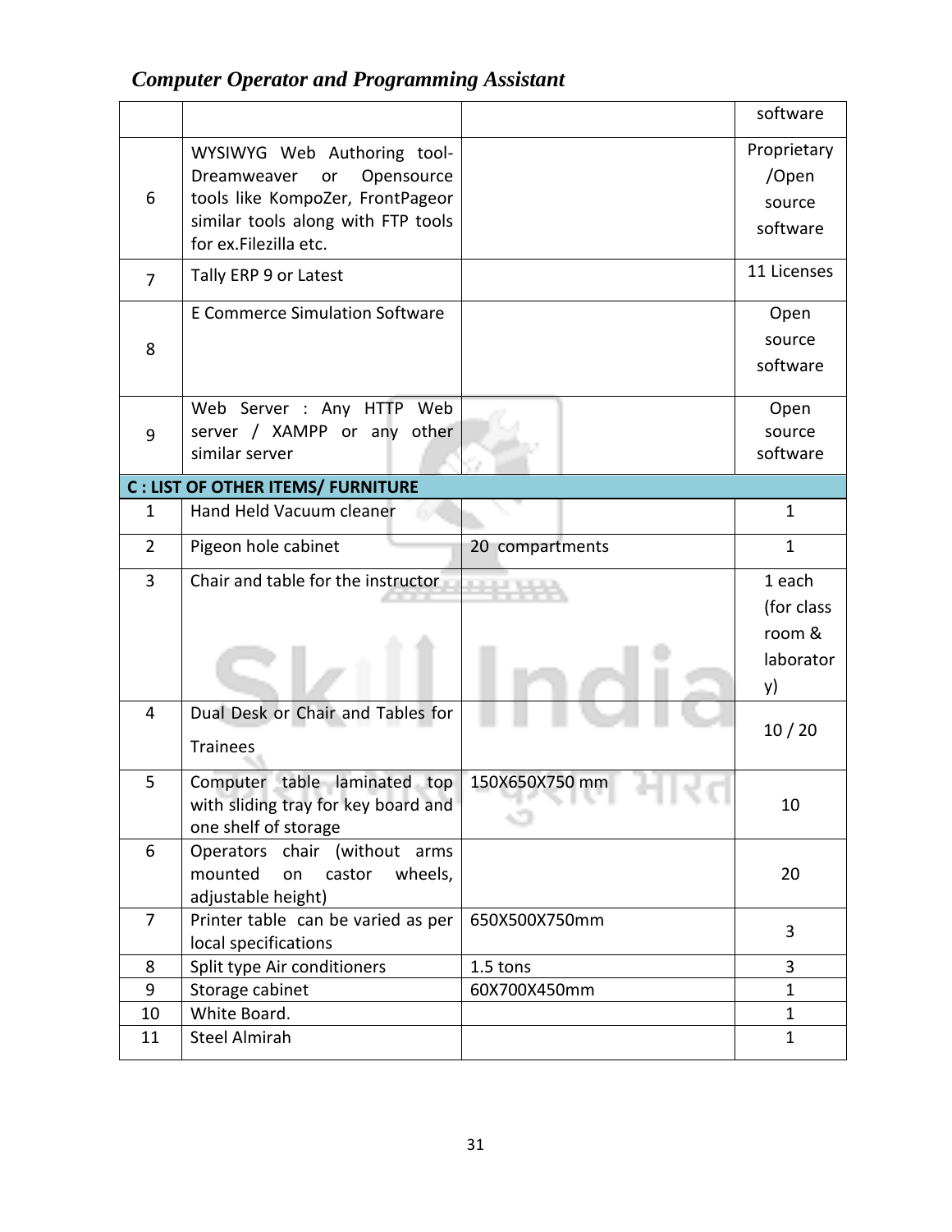*Computer Operator and Programming Assistant*

| | | | |
|---|---|---|---|
| | | | software |
| 6 | WYSIWYG Web Authoring tool- Dreamweaver or Opensource tools like KompoZer, FrontPageor similar tools along with FTP tools for ex.Filezilla etc. | | Proprietary /Open source software |
| 7 | Tally ERP 9 or Latest | | 11 Licenses |
| 8 | E Commerce Simulation Software | | Open source software |
| 9 | Web Server : Any HTTP Web server / XAMPP or any other similar server | | Open source software |
| **C : LIST OF OTHER ITEMS/ FURNITURE** | | | |
| 1 | Hand Held Vacuum cleaner | | 1 |
| 2 | Pigeon hole cabinet | 20 compartments | 1 |
| 3 | Chair and table for the instructor | | 1 each (for class room & laboratory) |
| 4 | Dual Desk or Chair and Tables for Trainees | | 10 / 20 |
| 5 | Computer table laminated top with sliding tray for key board and one shelf of storage | 150X650X750 mm | 10 |
| 6 | Operators chair (without arms mounted on castor wheels, adjustable height) | | 20 |
| 7 | Printer table can be varied as per local specifications | 650X500X750mm | 3 |
| 8 | Split type Air conditioners | 1.5 tons | 3 |
| 9 | Storage cabinet | 60X700X450mm | 1 |
| 10 | White Board. | | 1 |
| 11 | Steel Almirah | | 1 |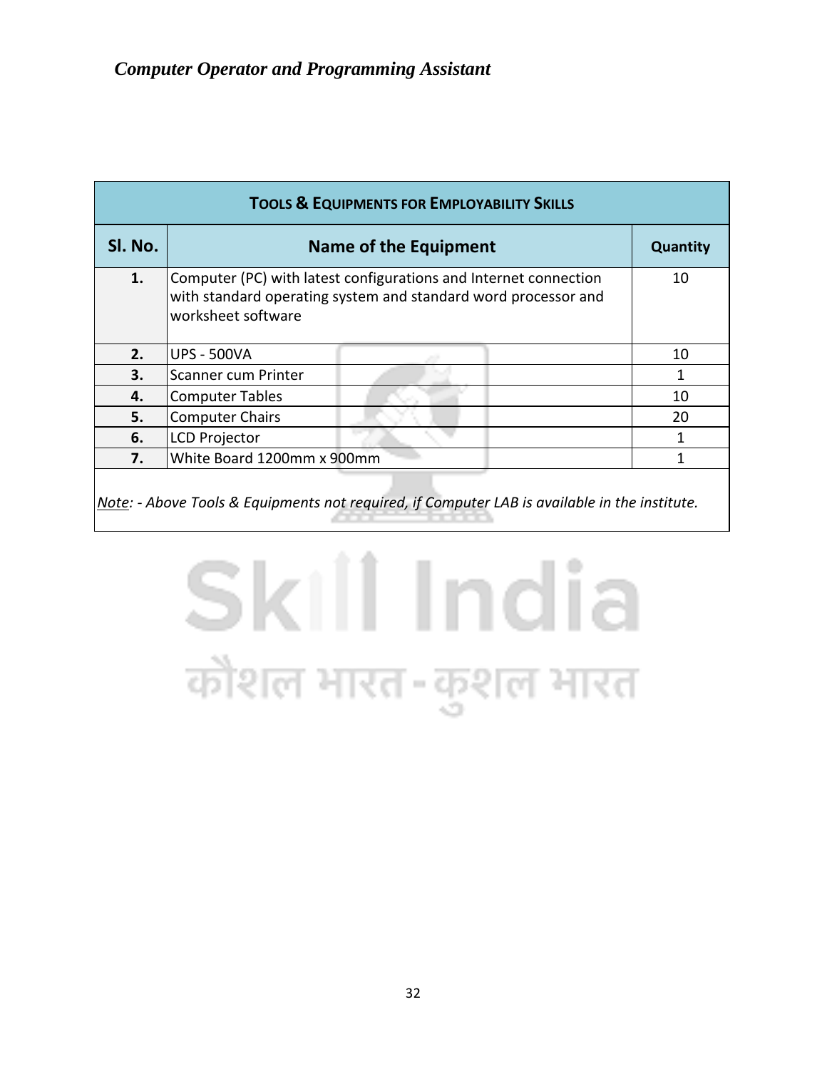| TOOLS & EQUIPMENTS FOR EMPLOYABILITY SKILLS | | |
|---|---|---|
| **Sl. No.** | **Name of the Equipment** | **Quantity** |
| **1.** | Computer (PC) with latest configurations and Internet connection with standard operating system and standard word processor and worksheet software | 10 |
| **2.** | UPS - 500VA | 10 |
| **3.** | Scanner cum Printer | 1 |
| **4.** | Computer Tables | 10 |
| **5.** | Computer Chairs | 20 |
| **6.** | LCD Projector | 1 |
| **7.** | White Board 1200mm x 900mm | 1 |

*Note: - Above Tools & Equipments not required, if Computer LAB is available in the institute.*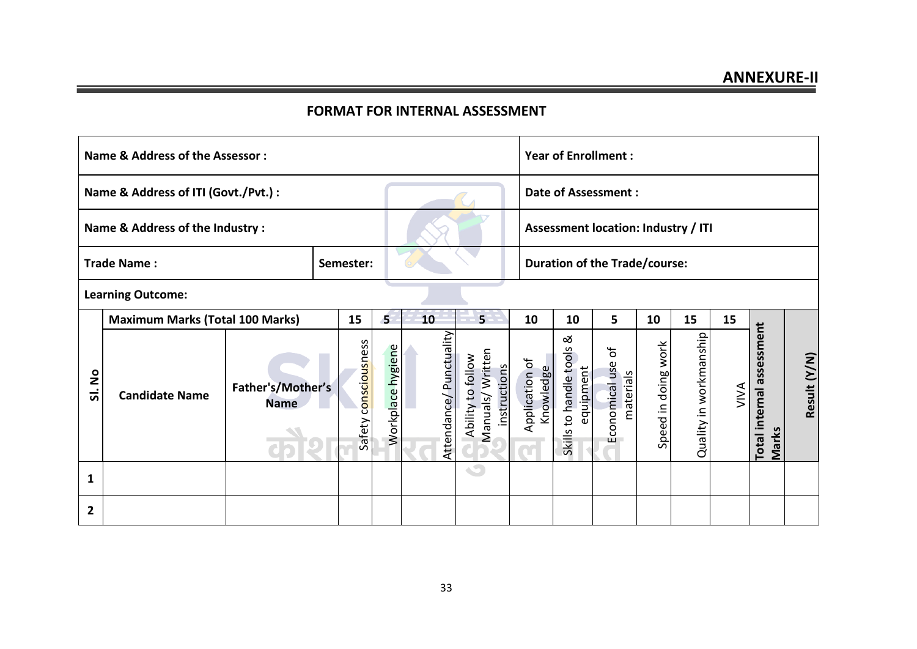**ANNEXURE-II**

## FORMAT FOR INTERNAL ASSESSMENT

| | |
|---|---|
| **Name & Address of the Assessor :** | **Year of Enrollment :** |
| **Name & Address of ITI (Govt./Pvt.) :** | **Date of Assessment :** |
| **Name & Address of the Industry :** | **Assessment location: Industry / ITI** |
| **Trade Name :** **Semester:** | **Duration of the Trade/course:** |
| **Learning Outcome:** | |

| Sl. No | Maximum Marks (Total 100 Marks) | | 15 | 5 | 10 | 5 | 10 | 10 | 5 | 10 | 15 | 15 | | |
|---|---|---|---|---|---|---|---|---|---|---|---|---|---|---|
| | **Candidate Name** | **Father's/Mother's Name** | Safety consciousness | Workplace hygiene | Attendance/ Punctuality | Ability to follow Manuals/ Written instructions | Application of Knowledge | Skills to handle tools & equipment | Economical use of materials | Speed in doing work | Quality in workmanship | VIVA | **Total internal assessment Marks** | **Result (Y/N)** |
| **1** | | | | | | | | | | | | | | |
| **2** | | | | | | | | | | | | | | |